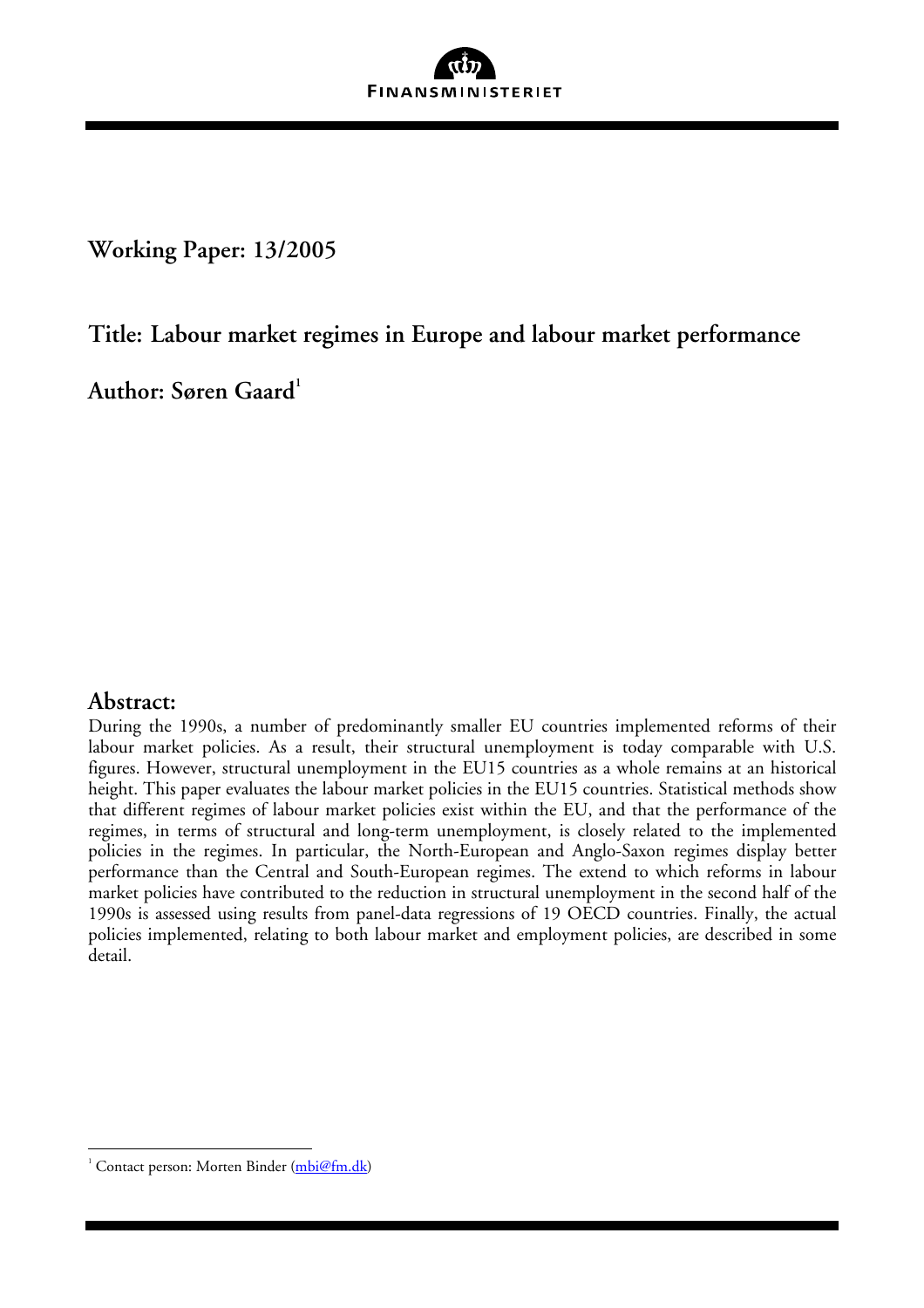FINANSMINISTERIET

**Working Paper: 13/2005**

## Title: Labour market regimes in Europe and labour market performance

**Author: Søren Gaard**[1]

## Abstract:

During the 1990s, a number of predominantly smaller EU countries implemented reforms of their labour market policies. As a result, their structural unemployment is today comparable with U.S. figures. However, structural unemployment in the EU15 countries as a whole remains at an historical height. This paper evaluates the labour market policies in the EU15 countries. Statistical methods show that different regimes of labour market policies exist within the EU, and that the performance of the regimes, in terms of structural and long-term unemployment, is closely related to the implemented policies in the regimes. In particular, the North-European and Anglo-Saxon regimes display better performance than the Central and South-European regimes. The extend to which reforms in labour market policies have contributed to the reduction in structural unemployment in the second half of the 1990s is assessed using results from panel-data regressions of 19 OECD countries. Finally, the actual policies implemented, relating to both labour market and employment policies, are described in some detail.

[1] Contact person: Morten Binder (mbi@fm.dk)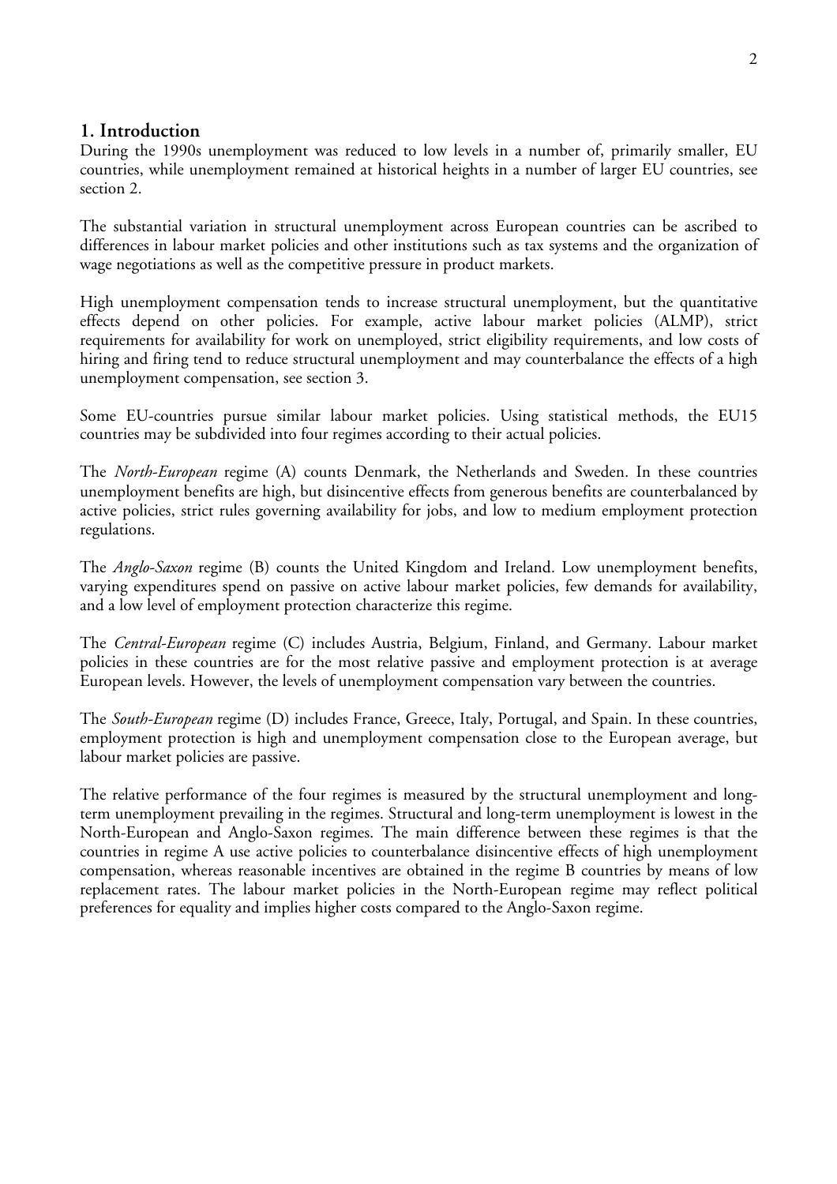## 1. Introduction

During the 1990s unemployment was reduced to low levels in a number of, primarily smaller, EU countries, while unemployment remained at historical heights in a number of larger EU countries, see section 2.

The substantial variation in structural unemployment across European countries can be ascribed to differences in labour market policies and other institutions such as tax systems and the organization of wage negotiations as well as the competitive pressure in product markets.

High unemployment compensation tends to increase structural unemployment, but the quantitative effects depend on other policies. For example, active labour market policies (ALMP), strict requirements for availability for work on unemployed, strict eligibility requirements, and low costs of hiring and firing tend to reduce structural unemployment and may counterbalance the effects of a high unemployment compensation, see section 3.

Some EU-countries pursue similar labour market policies. Using statistical methods, the EU15 countries may be subdivided into four regimes according to their actual policies.

The *North-European* regime (A) counts Denmark, the Netherlands and Sweden. In these countries unemployment benefits are high, but disincentive effects from generous benefits are counterbalanced by active policies, strict rules governing availability for jobs, and low to medium employment protection regulations.

The *Anglo-Saxon* regime (B) counts the United Kingdom and Ireland. Low unemployment benefits, varying expenditures spend on passive on active labour market policies, few demands for availability, and a low level of employment protection characterize this regime.

The *Central-European* regime (C) includes Austria, Belgium, Finland, and Germany. Labour market policies in these countries are for the most relative passive and employment protection is at average European levels. However, the levels of unemployment compensation vary between the countries.

The *South-European* regime (D) includes France, Greece, Italy, Portugal, and Spain. In these countries, employment protection is high and unemployment compensation close to the European average, but labour market policies are passive.

The relative performance of the four regimes is measured by the structural unemployment and long-term unemployment prevailing in the regimes. Structural and long-term unemployment is lowest in the North-European and Anglo-Saxon regimes. The main difference between these regimes is that the countries in regime A use active policies to counterbalance disincentive effects of high unemployment compensation, whereas reasonable incentives are obtained in the regime B countries by means of low replacement rates. The labour market policies in the North-European regime may reflect political preferences for equality and implies higher costs compared to the Anglo-Saxon regime.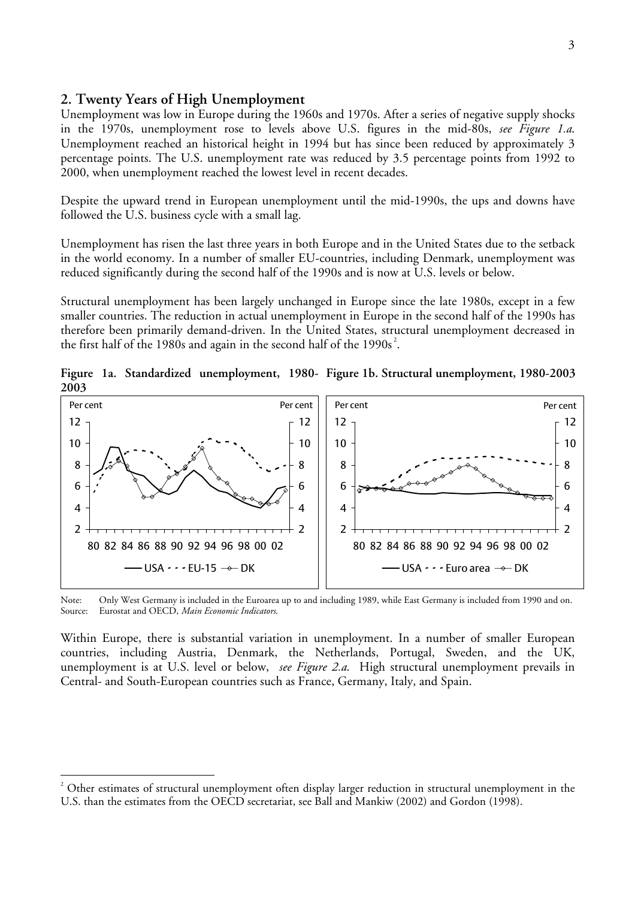## 2. Twenty Years of High Unemployment

Unemployment was low in Europe during the 1960s and 1970s. After a series of negative supply shocks in the 1970s, unemployment rose to levels above U.S. figures in the mid-80s, *see Figure 1.a*. Unemployment reached an historical height in 1994 but has since been reduced by approximately 3 percentage points. The U.S. unemployment rate was reduced by 3.5 percentage points from 1992 to 2000, when unemployment reached the lowest level in recent decades.

Despite the upward trend in European unemployment until the mid-1990s, the ups and downs have followed the U.S. business cycle with a small lag.

Unemployment has risen the last three years in both Europe and in the United States due to the setback in the world economy. In a number of smaller EU-countries, including Denmark, unemployment was reduced significantly during the second half of the 1990s and is now at U.S. levels or below.

Structural unemployment has been largely unchanged in Europe since the late 1980s, except in a few smaller countries. The reduction in actual unemployment in Europe in the second half of the 1990s has therefore been primarily demand-driven. In the United States, structural unemployment decreased in the first half of the 1980s and again in the second half of the 1990s[2].

**Figure 1a. Standardized unemployment, 1980-2003**

**Figure 1b. Structural unemployment, 1980-2003**

Note: Only West Germany is included in the Euroarea up to and including 1989, while East Germany is included from 1990 and on.
Source: Eurostat and OECD, *Main Economic Indicators*.

Within Europe, there is substantial variation in unemployment. In a number of smaller European countries, including Austria, Denmark, the Netherlands, Portugal, Sweden, and the UK, unemployment is at U.S. level or below, *see Figure 2.a.* High structural unemployment prevails in Central- and South-European countries such as France, Germany, Italy, and Spain.

---

[2] Other estimates of structural unemployment often display larger reduction in structural unemployment in the U.S. than the estimates from the OECD secretariat, see Ball and Mankiw (2002) and Gordon (1998).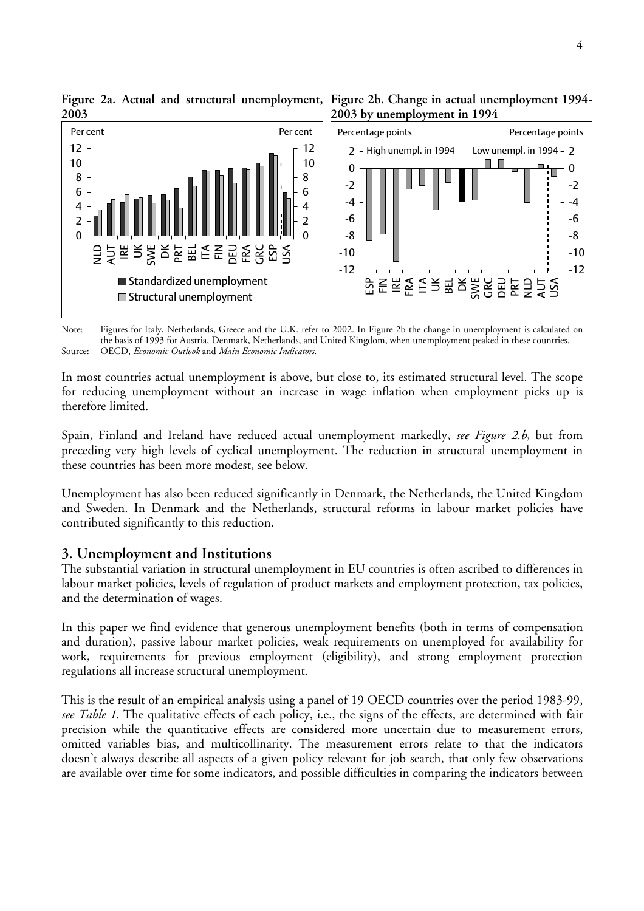**Figure 2a. Actual and structural unemployment, 2003**

**Figure 2b. Change in actual unemployment 1994-2003 by unemployment in 1994**

Note: Figures for Italy, Netherlands, Greece and the U.K. refer to 2002. In Figure 2b the change in unemployment is calculated on the basis of 1993 for Austria, Denmark, Netherlands, and United Kingdom, when unemployment peaked in these countries.

Source: OECD, *Economic Outlook* and *Main Economic Indicators*.

In most countries actual unemployment is above, but close to, its estimated structural level. The scope for reducing unemployment without an increase in wage inflation when employment picks up is therefore limited.

Spain, Finland and Ireland have reduced actual unemployment markedly, *see Figure 2.b*, but from preceding very high levels of cyclical unemployment. The reduction in structural unemployment in these countries has been more modest, see below.

Unemployment has also been reduced significantly in Denmark, the Netherlands, the United Kingdom and Sweden. In Denmark and the Netherlands, structural reforms in labour market policies have contributed significantly to this reduction.

## 3. Unemployment and Institutions

The substantial variation in structural unemployment in EU countries is often ascribed to differences in labour market policies, levels of regulation of product markets and employment protection, tax policies, and the determination of wages.

In this paper we find evidence that generous unemployment benefits (both in terms of compensation and duration), passive labour market policies, weak requirements on unemployed for availability for work, requirements for previous employment (eligibility), and strong employment protection regulations all increase structural unemployment.

This is the result of an empirical analysis using a panel of 19 OECD countries over the period 1983-99, *see Table 1*. The qualitative effects of each policy, i.e., the signs of the effects, are determined with fair precision while the quantitative effects are considered more uncertain due to measurement errors, omitted variables bias, and multicollinarity. The measurement errors relate to that the indicators doesn't always describe all aspects of a given policy relevant for job search, that only few observations are available over time for some indicators, and possible difficulties in comparing the indicators between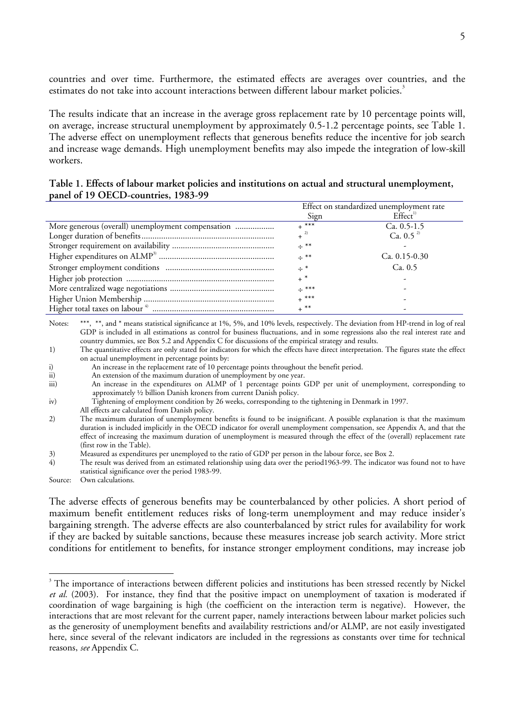countries and over time. Furthermore, the estimated effects are averages over countries, and the estimates do not take into account interactions between different labour market policies.[3]

The results indicate that an increase in the average gross replacement rate by 10 percentage points will, on average, increase structural unemployment by approximately 0.5-1.2 percentage points, see Table 1. The adverse effect on unemployment reflects that generous benefits reduce the incentive for job search and increase wage demands. High unemployment benefits may also impede the integration of low-skill workers.

**Table 1. Effects of labour market policies and institutions on actual and structural unemployment, panel of 19 OECD-countries, 1983-99**

| | Effect on standardized unemployment rate | |
|---|---|---|
| | Sign | Effect[1)] |
| More generous (overall) unemployment compensation | + *** | Ca. 0.5-1.5 |
| Longer duration of benefits | + [2)] | Ca. 0.5 [2)] |
| Stronger requirement on availability | ÷ ** | - |
| Higher expenditures on ALMP[3)] | ÷ ** | Ca. 0.15-0.30 |
| Stronger employment conditions | ÷ * | Ca. 0.5 |
| Higher job protection | + * | - |
| More centralized wage negotiations | ÷ *** | - |
| Higher Union Membership | + *** | - |
| Higher total taxes on labour [4)] | + ** | - |

Notes: ***, **, and * means statistical significance at 1%, 5%, and 10% levels, respectively. The deviation from HP-trend in log of real GDP is included in all estimations as control for business fluctuations, and in some regressions also the real interest rate and country dummies, see Box 5.2 and Appendix C for discussions of the empirical strategy and results.

1) The quantitative effects are only stated for indicators for which the effects have direct interpretation. The figures state the effect on actual unemployment in percentage points by:
   i) An increase in the replacement rate of 10 percentage points throughout the benefit period.
   ii) An extension of the maximum duration of unemployment by one year.
   iii) An increase in the expenditures on ALMP of 1 percentage points GDP per unit of unemployment, corresponding to approximately ½ billion Danish kroners from current Danish policy.
   iv) Tightening of employment condition by 26 weeks, corresponding to the tightening in Denmark in 1997.
   All effects are calculated from Danish policy.

2) The maximum duration of unemployment benefits is found to be insignificant. A possible explanation is that the maximum duration is included implicitly in the OECD indicator for overall unemployment compensation, see Appendix A, and that the effect of increasing the maximum duration of unemployment is measured through the effect of the (overall) replacement rate (first row in the Table).

3) Measured as expenditures per unemployed to the ratio of GDP per person in the labour force, see Box 2.

4) The result was derived from an estimated relationship using data over the period1963-99. The indicator was found not to have statistical significance over the period 1983-99.

Source: Own calculations.

The adverse effects of generous benefits may be counterbalanced by other policies. A short period of maximum benefit entitlement reduces risks of long-term unemployment and may reduce insider's bargaining strength. The adverse effects are also counterbalanced by strict rules for availability for work if they are backed by suitable sanctions, because these measures increase job search activity. More strict conditions for entitlement to benefits, for instance stronger employment conditions, may increase job

---

[3] The importance of interactions between different policies and institutions has been stressed recently by Nickel *et al.* (2003). For instance, they find that the positive impact on unemployment of taxation is moderated if coordination of wage bargaining is high (the coefficient on the interaction term is negative). However, the interactions that are most relevant for the current paper, namely interactions between labour market policies such as the generosity of unemployment benefits and availability restrictions and/or ALMP, are not easily investigated here, since several of the relevant indicators are included in the regressions as constants over time for technical reasons, *see* Appendix C.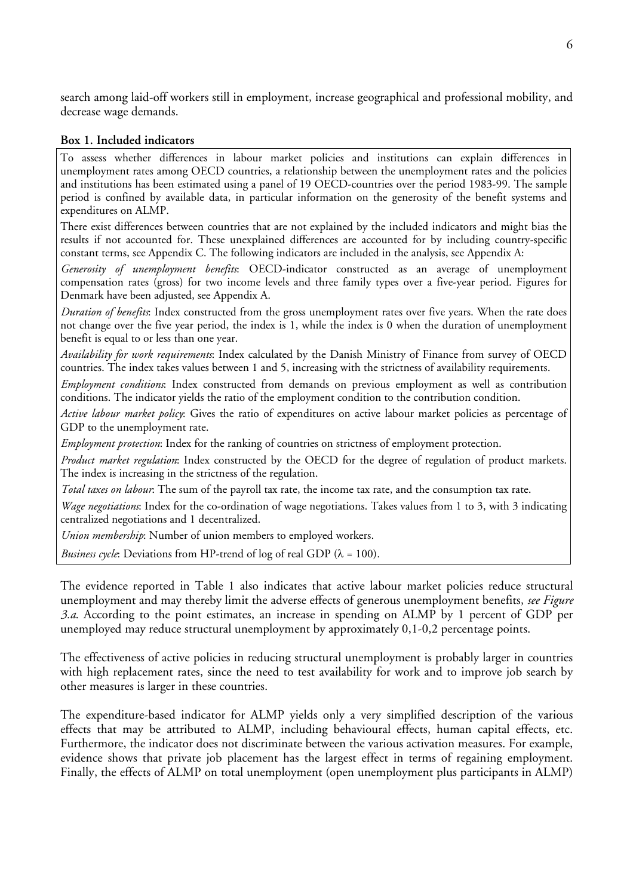search among laid-off workers still in employment, increase geographical and professional mobility, and decrease wage demands.

**Box 1. Included indicators**

To assess whether differences in labour market policies and institutions can explain differences in unemployment rates among OECD countries, a relationship between the unemployment rates and the policies and institutions has been estimated using a panel of 19 OECD-countries over the period 1983-99. The sample period is confined by available data, in particular information on the generosity of the benefit systems and expenditures on ALMP.

There exist differences between countries that are not explained by the included indicators and might bias the results if not accounted for. These unexplained differences are accounted for by including country-specific constant terms, see Appendix C. The following indicators are included in the analysis, see Appendix A:

*Generosity of unemployment benefits*: OECD-indicator constructed as an average of unemployment compensation rates (gross) for two income levels and three family types over a five-year period. Figures for Denmark have been adjusted, see Appendix A.

*Duration of benefits*: Index constructed from the gross unemployment rates over five years. When the rate does not change over the five year period, the index is 1, while the index is 0 when the duration of unemployment benefit is equal to or less than one year.

*Availability for work requirements*: Index calculated by the Danish Ministry of Finance from survey of OECD countries. The index takes values between 1 and 5, increasing with the strictness of availability requirements.

*Employment conditions*: Index constructed from demands on previous employment as well as contribution conditions. The indicator yields the ratio of the employment condition to the contribution condition.

*Active labour market policy*: Gives the ratio of expenditures on active labour market policies as percentage of GDP to the unemployment rate.

*Employment protection*: Index for the ranking of countries on strictness of employment protection.

*Product market regulation*: Index constructed by the OECD for the degree of regulation of product markets. The index is increasing in the strictness of the regulation.

*Total taxes on labour*: The sum of the payroll tax rate, the income tax rate, and the consumption tax rate.

*Wage negotiations*: Index for the co-ordination of wage negotiations. Takes values from 1 to 3, with 3 indicating centralized negotiations and 1 decentralized.

*Union membership*: Number of union members to employed workers.

*Business cycle*: Deviations from HP-trend of log of real GDP ($\lambda$ = 100).

The evidence reported in Table 1 also indicates that active labour market policies reduce structural unemployment and may thereby limit the adverse effects of generous unemployment benefits, *see Figure 3.a*. According to the point estimates, an increase in spending on ALMP by 1 percent of GDP per unemployed may reduce structural unemployment by approximately 0,1-0,2 percentage points.

The effectiveness of active policies in reducing structural unemployment is probably larger in countries with high replacement rates, since the need to test availability for work and to improve job search by other measures is larger in these countries.

The expenditure-based indicator for ALMP yields only a very simplified description of the various effects that may be attributed to ALMP, including behavioural effects, human capital effects, etc. Furthermore, the indicator does not discriminate between the various activation measures. For example, evidence shows that private job placement has the largest effect in terms of regaining employment. Finally, the effects of ALMP on total unemployment (open unemployment plus participants in ALMP)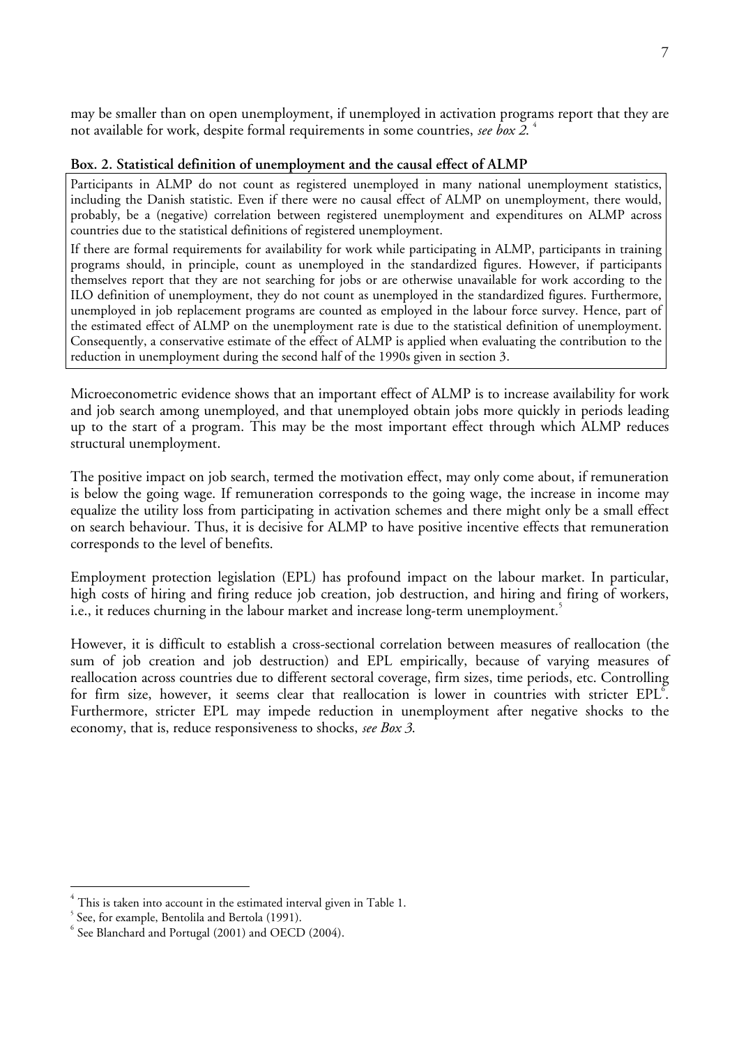may be smaller than on open unemployment, if unemployed in activation programs report that they are not available for work, despite formal requirements in some countries, *see box 2*. [4]

**Box. 2. Statistical definition of unemployment and the causal effect of ALMP**

Participants in ALMP do not count as registered unemployed in many national unemployment statistics, including the Danish statistic. Even if there were no causal effect of ALMP on unemployment, there would, probably, be a (negative) correlation between registered unemployment and expenditures on ALMP across countries due to the statistical definitions of registered unemployment.

If there are formal requirements for availability for work while participating in ALMP, participants in training programs should, in principle, count as unemployed in the standardized figures. However, if participants themselves report that they are not searching for jobs or are otherwise unavailable for work according to the ILO definition of unemployment, they do not count as unemployed in the standardized figures. Furthermore, unemployed in job replacement programs are counted as employed in the labour force survey. Hence, part of the estimated effect of ALMP on the unemployment rate is due to the statistical definition of unemployment. Consequently, a conservative estimate of the effect of ALMP is applied when evaluating the contribution to the reduction in unemployment during the second half of the 1990s given in section 3.

Microeconometric evidence shows that an important effect of ALMP is to increase availability for work and job search among unemployed, and that unemployed obtain jobs more quickly in periods leading up to the start of a program. This may be the most important effect through which ALMP reduces structural unemployment.

The positive impact on job search, termed the motivation effect, may only come about, if remuneration is below the going wage. If remuneration corresponds to the going wage, the increase in income may equalize the utility loss from participating in activation schemes and there might only be a small effect on search behaviour. Thus, it is decisive for ALMP to have positive incentive effects that remuneration corresponds to the level of benefits.

Employment protection legislation (EPL) has profound impact on the labour market. In particular, high costs of hiring and firing reduce job creation, job destruction, and hiring and firing of workers, i.e., it reduces churning in the labour market and increase long-term unemployment.[5]

However, it is difficult to establish a cross-sectional correlation between measures of reallocation (the sum of job creation and job destruction) and EPL empirically, because of varying measures of reallocation across countries due to different sectoral coverage, firm sizes, time periods, etc. Controlling for firm size, however, it seems clear that reallocation is lower in countries with stricter EPL[6]. Furthermore, stricter EPL may impede reduction in unemployment after negative shocks to the economy, that is, reduce responsiveness to shocks, *see Box 3*.

---

[4] This is taken into account in the estimated interval given in Table 1.

[5] See, for example, Bentolila and Bertola (1991).

[6] See Blanchard and Portugal (2001) and OECD (2004).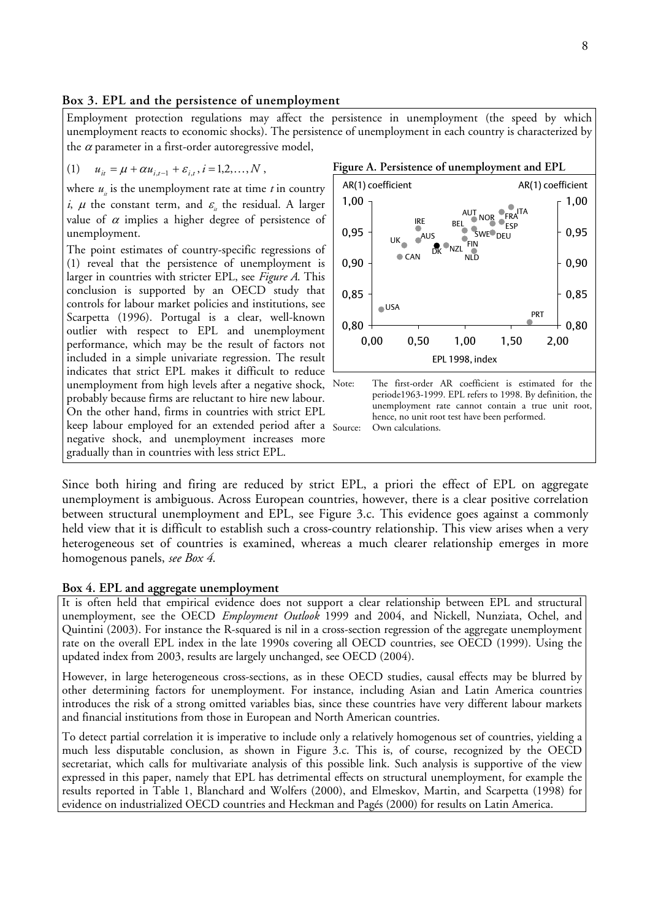**Box 3. EPL and the persistence of unemployment**

Employment protection regulations may affect the persistence in unemployment (the speed by which unemployment reacts to economic shocks). The persistence of unemployment in each country is characterized by the $\alpha$ parameter in a first-order autoregressive model,

$$(1) \quad u_{it} = \mu + \alpha u_{i,t-1} + \varepsilon_{i,t}, i = 1,2,\ldots,N,$$

where $u_{it}$ is the unemployment rate at time $t$ in country $i$, $\mu$ the constant term, and $\varepsilon_{it}$ the residual. A larger value of $\alpha$ implies a higher degree of persistence of unemployment.

The point estimates of country-specific regressions of (1) reveal that the persistence of unemployment is larger in countries with stricter EPL, see *Figure A.* This conclusion is supported by an OECD study that controls for labour market policies and institutions, see Scarpetta (1996). Portugal is a clear, well-known outlier with respect to EPL and unemployment performance, which may be the result of factors not included in a simple univariate regression. The result indicates that strict EPL makes it difficult to reduce unemployment from high levels after a negative shock, probably because firms are reluctant to hire new labour. On the other hand, firms in countries with strict EPL keep labour employed for an extended period after a negative shock, and unemployment increases more gradually than in countries with less strict EPL.

**Figure A. Persistence of unemployment and EPL**

Note: The first-order AR coefficient is estimated for the periode1963-1999. EPL refers to 1998. By definition, the unemployment rate cannot contain a true unit root, hence, no unit root test have been performed.

Source: Own calculations.

Since both hiring and firing are reduced by strict EPL, a priori the effect of EPL on aggregate unemployment is ambiguous. Across European countries, however, there is a clear positive correlation between structural unemployment and EPL, see Figure 3.c. This evidence goes against a commonly held view that it is difficult to establish such a cross-country relationship. This view arises when a very heterogeneous set of countries is examined, whereas a much clearer relationship emerges in more homogenous panels, *see Box 4.*

**Box 4. EPL and aggregate unemployment**

It is often held that empirical evidence does not support a clear relationship between EPL and structural unemployment, see the OECD *Employment Outlook* 1999 and 2004, and Nickell, Nunziata, Ochel, and Quintini (2003). For instance the R-squared is nil in a cross-section regression of the aggregate unemployment rate on the overall EPL index in the late 1990s covering all OECD countries, see OECD (1999). Using the updated index from 2003, results are largely unchanged, see OECD (2004).

However, in large heterogeneous cross-sections, as in these OECD studies, causal effects may be blurred by other determining factors for unemployment. For instance, including Asian and Latin America countries introduces the risk of a strong omitted variables bias, since these countries have very different labour markets and financial institutions from those in European and North American countries.

To detect partial correlation it is imperative to include only a relatively homogenous set of countries, yielding a much less disputable conclusion, as shown in Figure 3.c. This is, of course, recognized by the OECD secretariat, which calls for multivariate analysis of this possible link. Such analysis is supportive of the view expressed in this paper, namely that EPL has detrimental effects on structural unemployment, for example the results reported in Table 1, Blanchard and Wolfers (2000), and Elmeskov, Martin, and Scarpetta (1998) for evidence on industrialized OECD countries and Heckman and Pagés (2000) for results on Latin America.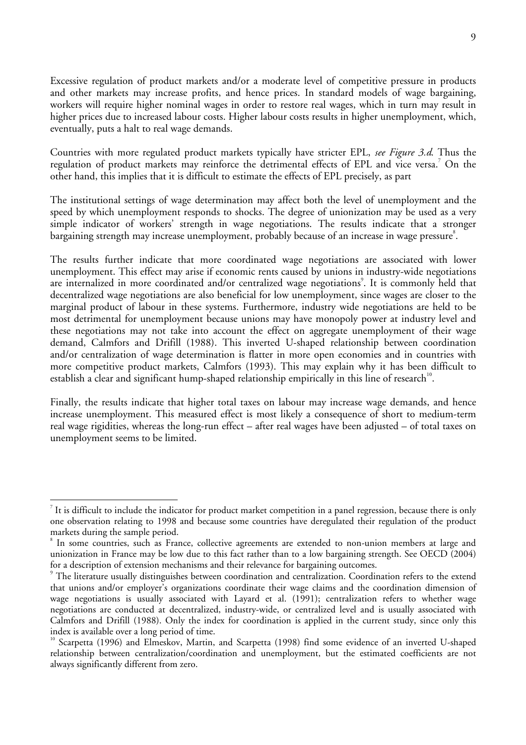Excessive regulation of product markets and/or a moderate level of competitive pressure in products and other markets may increase profits, and hence prices. In standard models of wage bargaining, workers will require higher nominal wages in order to restore real wages, which in turn may result in higher prices due to increased labour costs. Higher labour costs results in higher unemployment, which, eventually, puts a halt to real wage demands.

Countries with more regulated product markets typically have stricter EPL, *see Figure 3.d*. Thus the regulation of product markets may reinforce the detrimental effects of EPL and vice versa.[7] On the other hand, this implies that it is difficult to estimate the effects of EPL precisely, as part

The institutional settings of wage determination may affect both the level of unemployment and the speed by which unemployment responds to shocks. The degree of unionization may be used as a very simple indicator of workers' strength in wage negotiations. The results indicate that a stronger bargaining strength may increase unemployment, probably because of an increase in wage pressure[8].

The results further indicate that more coordinated wage negotiations are associated with lower unemployment. This effect may arise if economic rents caused by unions in industry-wide negotiations are internalized in more coordinated and/or centralized wage negotiations[9]. It is commonly held that decentralized wage negotiations are also beneficial for low unemployment, since wages are closer to the marginal product of labour in these systems. Furthermore, industry wide negotiations are held to be most detrimental for unemployment because unions may have monopoly power at industry level and these negotiations may not take into account the effect on aggregate unemployment of their wage demand, Calmfors and Drifill (1988). This inverted U-shaped relationship between coordination and/or centralization of wage determination is flatter in more open economies and in countries with more competitive product markets, Calmfors (1993). This may explain why it has been difficult to establish a clear and significant hump-shaped relationship empirically in this line of research[10].

Finally, the results indicate that higher total taxes on labour may increase wage demands, and hence increase unemployment. This measured effect is most likely a consequence of short to medium-term real wage rigidities, whereas the long-run effect – after real wages have been adjusted – of total taxes on unemployment seems to be limited.

---

[7] It is difficult to include the indicator for product market competition in a panel regression, because there is only one observation relating to 1998 and because some countries have deregulated their regulation of the product markets during the sample period.

[8] In some countries, such as France, collective agreements are extended to non-union members at large and unionization in France may be low due to this fact rather than to a low bargaining strength. See OECD (2004) for a description of extension mechanisms and their relevance for bargaining outcomes.

[9] The literature usually distinguishes between coordination and centralization. Coordination refers to the extend that unions and/or employer's organizations coordinate their wage claims and the coordination dimension of wage negotiations is usually associated with Layard et al. (1991); centralization refers to whether wage negotiations are conducted at decentralized, industry-wide, or centralized level and is usually associated with Calmfors and Drifill (1988). Only the index for coordination is applied in the current study, since only this index is available over a long period of time.

[10] Scarpetta (1996) and Elmeskov, Martin, and Scarpetta (1998) find some evidence of an inverted U-shaped relationship between centralization/coordination and unemployment, but the estimated coefficients are not always significantly different from zero.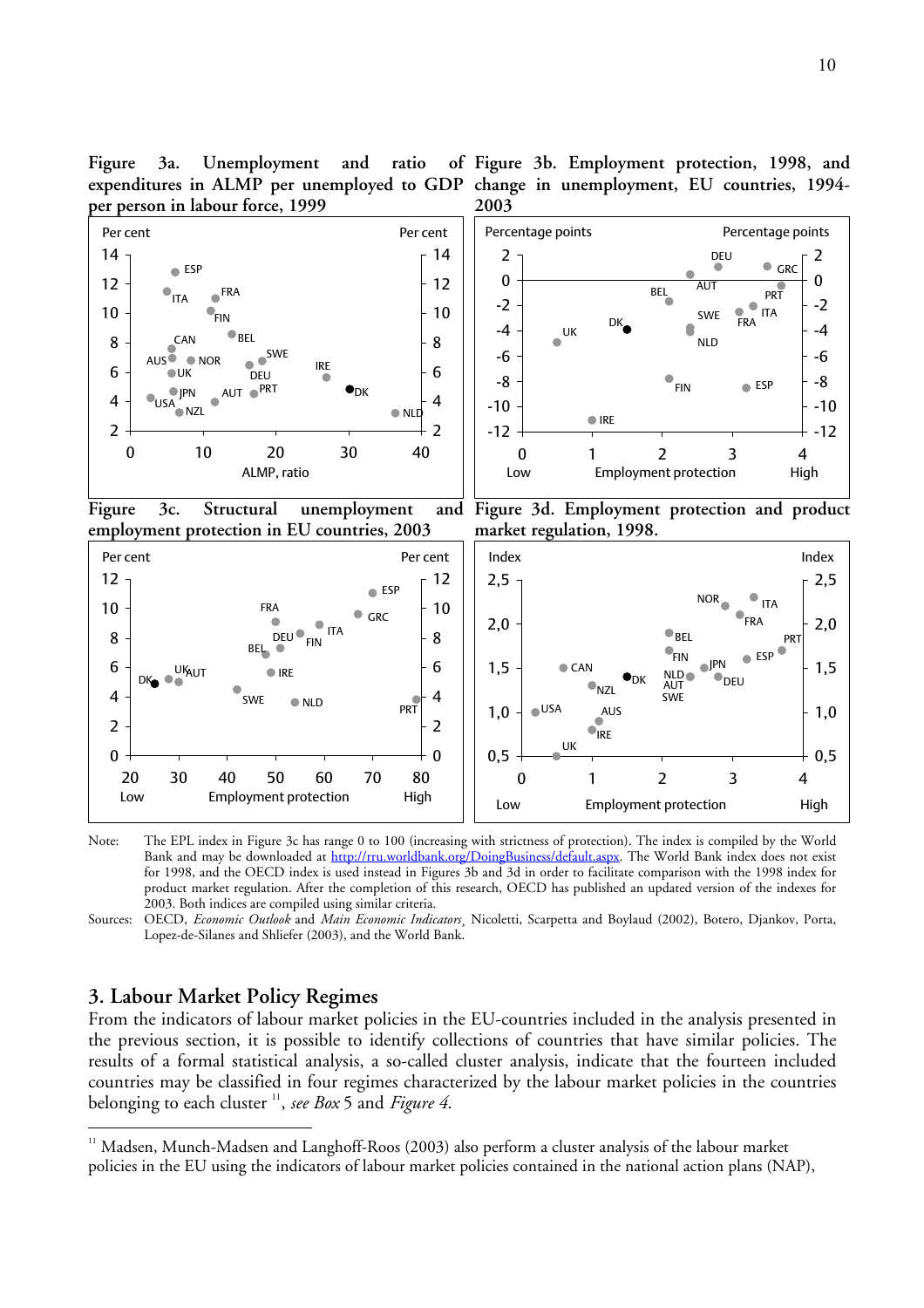Figure 3a. Unemployment and ratio of expenditures in ALMP per unemployed to GDP per person in labour force, 1999

Figure 3b. Employment protection, 1998, and change in unemployment, EU countries, 1994-2003

Figure 3c. Structural unemployment and employment protection in EU countries, 2003

Figure 3d. Employment protection and product market regulation, 1998.

Note: The EPL index in Figure 3c has range 0 to 100 (increasing with strictness of protection). The index is compiled by the World Bank and may be downloaded at http://rru.worldbank.org/DoingBusiness/default.aspx. The World Bank index does not exist for 1998, and the OECD index is used instead in Figures 3b and 3d in order to facilitate comparison with the 1998 index for product market regulation. After the completion of this research, OECD has published an updated version of the indexes for 2003. Both indices are compiled using similar criteria.

Sources: OECD, *Economic Outlook* and *Main Economic Indicators*, Nicoletti, Scarpetta and Boylaud (2002), Botero, Djankov, Porta, Lopez-de-Silanes and Shliefer (2003), and the World Bank.

## 3. Labour Market Policy Regimes

From the indicators of labour market policies in the EU-countries included in the analysis presented in the previous section, it is possible to identify collections of countries that have similar policies. The results of a formal statistical analysis, a so-called cluster analysis, indicate that the fourteen included countries may be classified in four regimes characterized by the labour market policies in the countries belonging to each cluster [11], *see Box* 5 and *Figure 4*.

[11] Madsen, Munch-Madsen and Langhoff-Roos (2003) also perform a cluster analysis of the labour market policies in the EU using the indicators of labour market policies contained in the national action plans (NAP),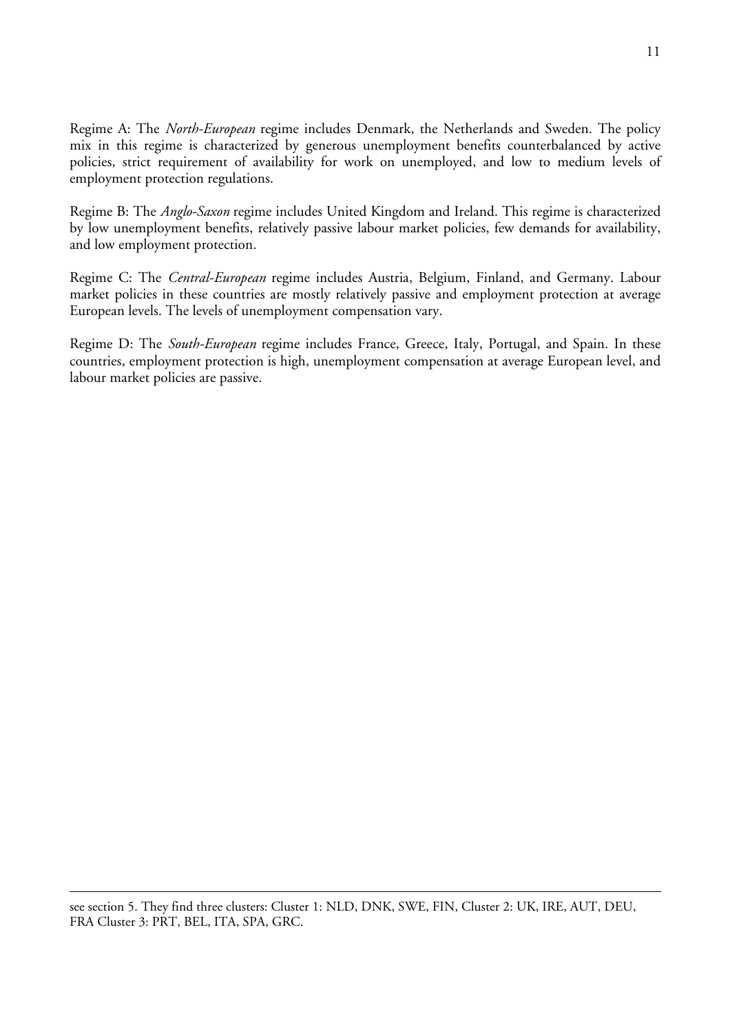Regime A: The *North-European* regime includes Denmark, the Netherlands and Sweden. The policy mix in this regime is characterized by generous unemployment benefits counterbalanced by active policies, strict requirement of availability for work on unemployed, and low to medium levels of employment protection regulations.

Regime B: The *Anglo-Saxon* regime includes United Kingdom and Ireland. This regime is characterized by low unemployment benefits, relatively passive labour market policies, few demands for availability, and low employment protection.

Regime C: The *Central-European* regime includes Austria, Belgium, Finland, and Germany. Labour market policies in these countries are mostly relatively passive and employment protection at average European levels. The levels of unemployment compensation vary.

Regime D: The *South-European* regime includes France, Greece, Italy, Portugal, and Spain. In these countries, employment protection is high, unemployment compensation at average European level, and labour market policies are passive.

---

see section 5. They find three clusters: Cluster 1: NLD, DNK, SWE, FIN, Cluster 2: UK, IRE, AUT, DEU, FRA Cluster 3: PRT, BEL, ITA, SPA, GRC.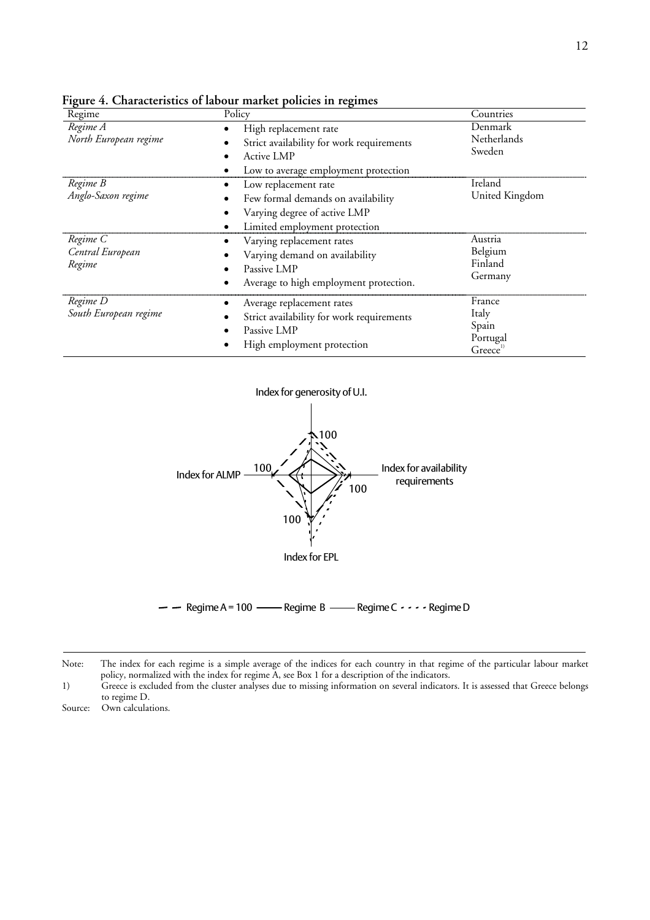**Figure 4. Characteristics of labour market policies in regimes**

| Regime | Policy | Countries |
|---|---|---|
| *Regime A* <br> *North European regime* | • High replacement rate <br> • Strict availability for work requirements <br> • Active LMP <br> • Low to average employment protection | Denmark <br> Netherlands <br> Sweden |
| *Regime B* <br> *Anglo-Saxon regime* | • Low replacement rate <br> • Few formal demands on availability <br> • Varying degree of active LMP <br> • Limited employment protection | Ireland <br> United Kingdom |
| *Regime C* <br> *Central European Regime* | • Varying replacement rates <br> • Varying demand on availability <br> • Passive LMP <br> • Average to high employment protection. | Austria <br> Belgium <br> Finland <br> Germany |
| *Regime D* <br> *South European regime* | • Average replacement rates <br> • Strict availability for work requirements <br> • Passive LMP <br> • High employment protection | France <br> Italy <br> Spain <br> Portugal <br> Greece[1] |

Index for generosity of U.I.

Index for ALMP

Index for availability requirements

Index for EPL

100 100 100 100

Regime A = 100 — Regime B — Regime C - - - Regime D

Note: The index for each regime is a simple average of the indices for each country in that regime of the particular labour market policy, normalized with the index for regime A, see Box 1 for a description of the indicators.

1) Greece is excluded from the cluster analyses due to missing information on several indicators. It is assessed that Greece belongs to regime D.

Source: Own calculations.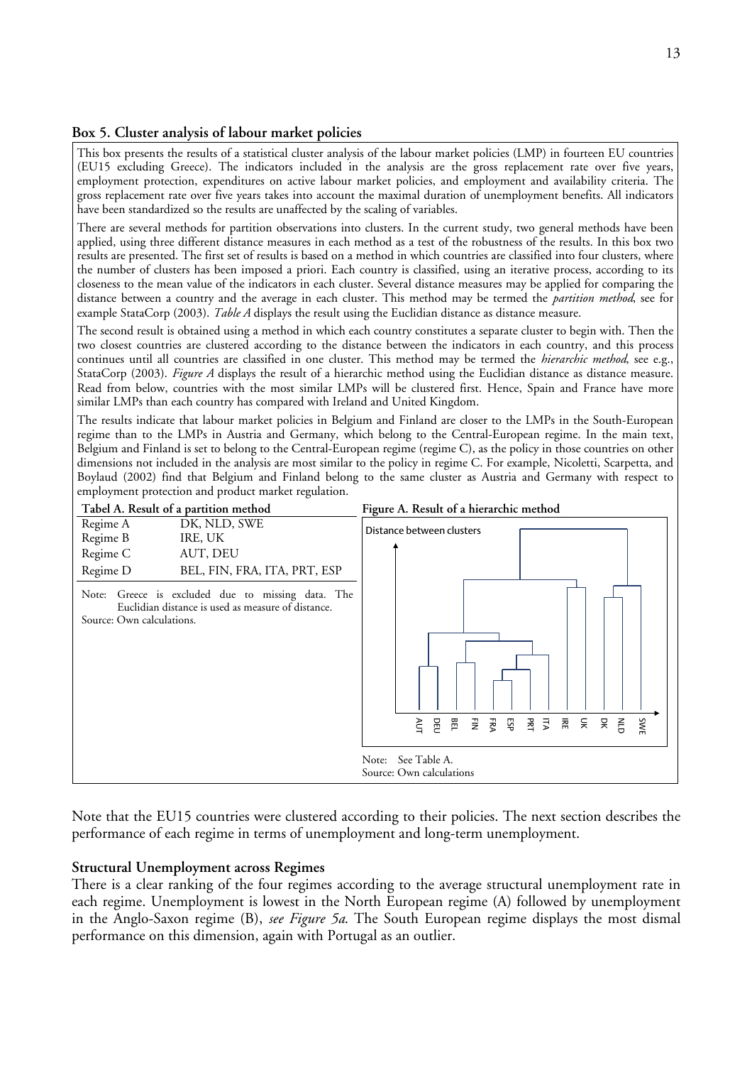**Box 5. Cluster analysis of labour market policies**

This box presents the results of a statistical cluster analysis of the labour market policies (LMP) in fourteen EU countries (EU15 excluding Greece). The indicators included in the analysis are the gross replacement rate over five years, employment protection, expenditures on active labour market policies, and employment and availability criteria. The gross replacement rate over five years takes into account the maximal duration of unemployment benefits. All indicators have been standardized so the results are unaffected by the scaling of variables.

There are several methods for partition observations into clusters. In the current study, two general methods have been applied, using three different distance measures in each method as a test of the robustness of the results. In this box two results are presented. The first set of results is based on a method in which countries are classified into four clusters, where the number of clusters has been imposed a priori. Each country is classified, using an iterative process, according to its closeness to the mean value of the indicators in each cluster. Several distance measures may be applied for comparing the distance between a country and the average in each cluster. This method may be termed the *partition method*, see for example StataCorp (2003). *Table A* displays the result using the Euclidian distance as distance measure.

The second result is obtained using a method in which each country constitutes a separate cluster to begin with. Then the two closest countries are clustered according to the distance between the indicators in each country, and this process continues until all countries are classified in one cluster. This method may be termed the *hierarchic method*, see e.g., StataCorp (2003). *Figure A* displays the result of a hierarchic method using the Euclidian distance as distance measure. Read from below, countries with the most similar LMPs will be clustered first. Hence, Spain and France have more similar LMPs than each country has compared with Ireland and United Kingdom.

The results indicate that labour market policies in Belgium and Finland are closer to the LMPs in the South-European regime than to the LMPs in Austria and Germany, which belong to the Central-European regime. In the main text, Belgium and Finland is set to belong to the Central-European regime (regime C), as the policy in those countries on other dimensions not included in the analysis are most similar to the policy in regime C. For example, Nicoletti, Scarpetta, and Boylaud (2002) find that Belgium and Finland belong to the same cluster as Austria and Germany with respect to employment protection and product market regulation.

**Tabel A. Result of a partition method**

| | |
|---|---|
| Regime A | DK, NLD, SWE |
| Regime B | IRE, UK |
| Regime C | AUT, DEU |
| Regime D | BEL, FIN, FRA, ITA, PRT, ESP |

Note: Greece is excluded due to missing data. The Euclidian distance is used as measure of distance.
Source: Own calculations.

**Figure A. Result of a hierarchic method**

Distance between clusters

AUT DEU BEL FIN FRA ESP PRT ITA IRE UK DK NLD SWE

Note: See Table A.
Source: Own calculations

Note that the EU15 countries were clustered according to their policies. The next section describes the performance of each regime in terms of unemployment and long-term unemployment.

### Structural Unemployment across Regimes

There is a clear ranking of the four regimes according to the average structural unemployment rate in each regime. Unemployment is lowest in the North European regime (A) followed by unemployment in the Anglo-Saxon regime (B), *see Figure 5a*. The South European regime displays the most dismal performance on this dimension, again with Portugal as an outlier.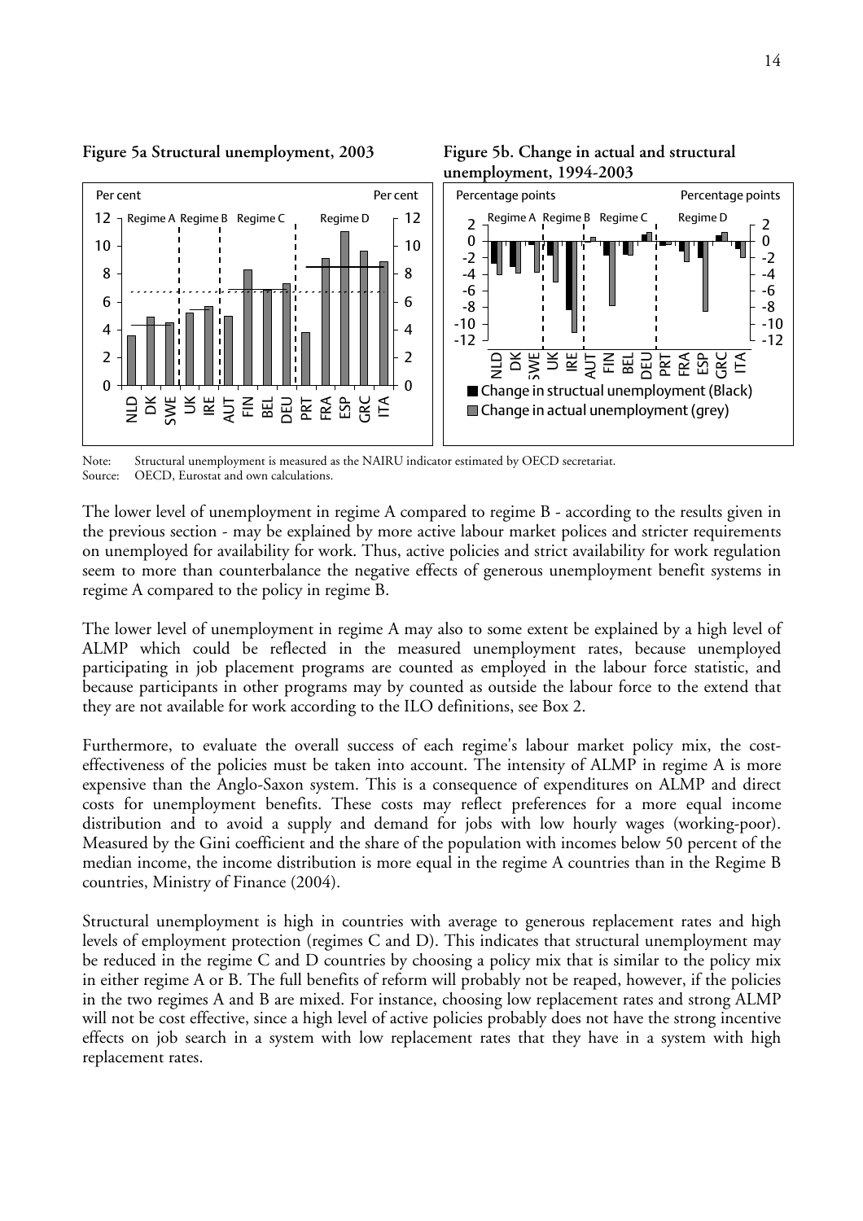**Figure 5a Structural unemployment, 2003**

**Figure 5b. Change in actual and structural unemployment, 1994-2003**

Note: Structural unemployment is measured as the NAIRU indicator estimated by OECD secretariat.
Source: OECD, Eurostat and own calculations.

The lower level of unemployment in regime A compared to regime B - according to the results given in the previous section - may be explained by more active labour market polices and stricter requirements on unemployed for availability for work. Thus, active policies and strict availability for work regulation seem to more than counterbalance the negative effects of generous unemployment benefit systems in regime A compared to the policy in regime B.

The lower level of unemployment in regime A may also to some extent be explained by a high level of ALMP which could be reflected in the measured unemployment rates, because unemployed participating in job placement programs are counted as employed in the labour force statistic, and because participants in other programs may by counted as outside the labour force to the extend that they are not available for work according to the ILO definitions, see Box 2.

Furthermore, to evaluate the overall success of each regime's labour market policy mix, the cost-effectiveness of the policies must be taken into account. The intensity of ALMP in regime A is more expensive than the Anglo-Saxon system. This is a consequence of expenditures on ALMP and direct costs for unemployment benefits. These costs may reflect preferences for a more equal income distribution and to avoid a supply and demand for jobs with low hourly wages (working-poor). Measured by the Gini coefficient and the share of the population with incomes below 50 percent of the median income, the income distribution is more equal in the regime A countries than in the Regime B countries, Ministry of Finance (2004).

Structural unemployment is high in countries with average to generous replacement rates and high levels of employment protection (regimes C and D). This indicates that structural unemployment may be reduced in the regime C and D countries by choosing a policy mix that is similar to the policy mix in either regime A or B. The full benefits of reform will probably not be reaped, however, if the policies in the two regimes A and B are mixed. For instance, choosing low replacement rates and strong ALMP will not be cost effective, since a high level of active policies probably does not have the strong incentive effects on job search in a system with low replacement rates that they have in a system with high replacement rates.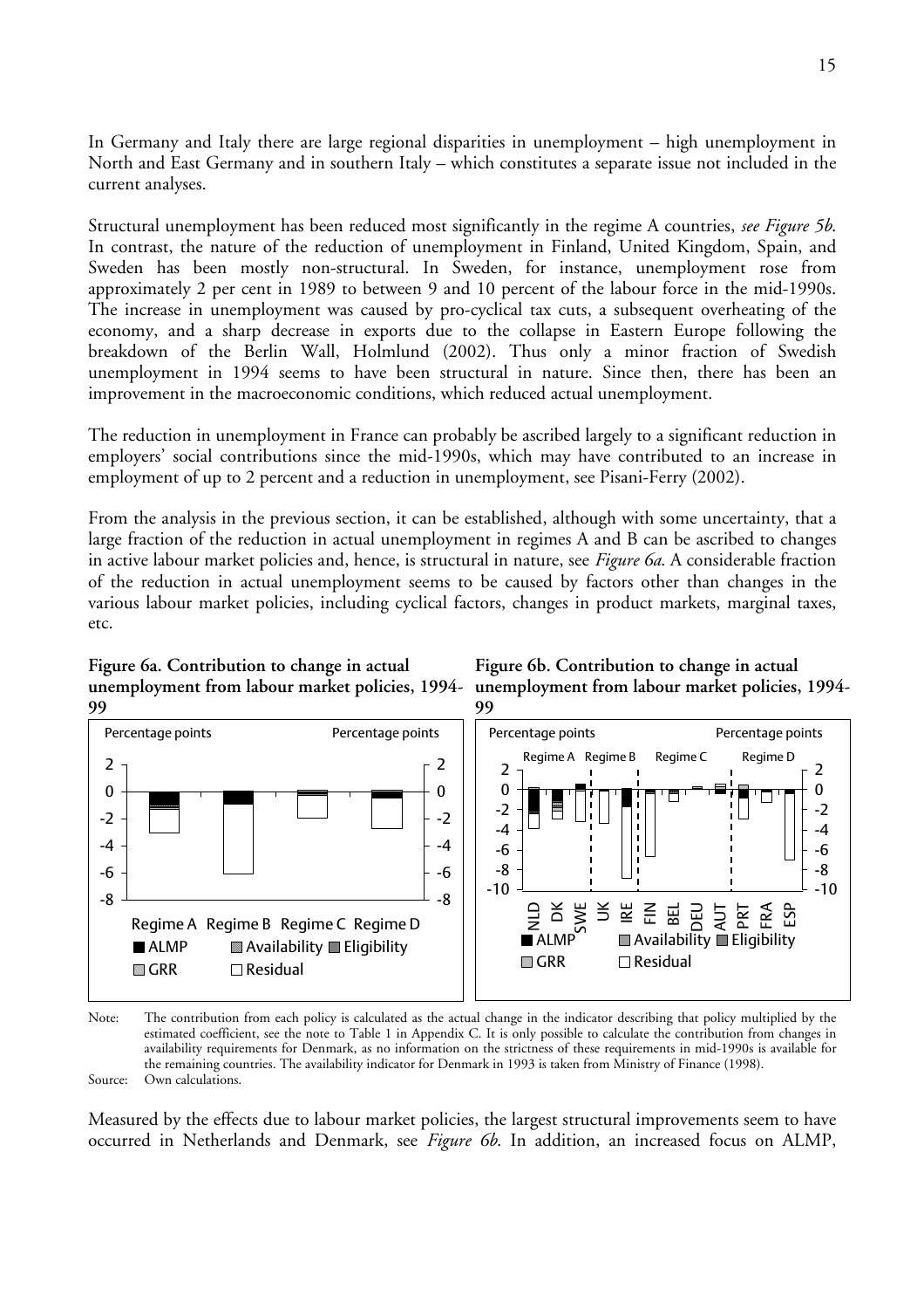In Germany and Italy there are large regional disparities in unemployment – high unemployment in North and East Germany and in southern Italy – which constitutes a separate issue not included in the current analyses.

Structural unemployment has been reduced most significantly in the regime A countries, *see Figure 5b*. In contrast, the nature of the reduction of unemployment in Finland, United Kingdom, Spain, and Sweden has been mostly non-structural. In Sweden, for instance, unemployment rose from approximately 2 per cent in 1989 to between 9 and 10 percent of the labour force in the mid-1990s. The increase in unemployment was caused by pro-cyclical tax cuts, a subsequent overheating of the economy, and a sharp decrease in exports due to the collapse in Eastern Europe following the breakdown of the Berlin Wall, Holmlund (2002). Thus only a minor fraction of Swedish unemployment in 1994 seems to have been structural in nature. Since then, there has been an improvement in the macroeconomic conditions, which reduced actual unemployment.

The reduction in unemployment in France can probably be ascribed largely to a significant reduction in employers' social contributions since the mid-1990s, which may have contributed to an increase in employment of up to 2 percent and a reduction in unemployment, see Pisani-Ferry (2002).

From the analysis in the previous section, it can be established, although with some uncertainty, that a large fraction of the reduction in actual unemployment in regimes A and B can be ascribed to changes in active labour market policies and, hence, is structural in nature, see *Figure 6a*. A considerable fraction of the reduction in actual unemployment seems to be caused by factors other than changes in the various labour market policies, including cyclical factors, changes in product markets, marginal taxes, etc.

**Figure 6a. Contribution to change in actual unemployment from labour market policies, 1994-99**

**Figure 6b. Contribution to change in actual unemployment from labour market policies, 1994-99**

Note: The contribution from each policy is calculated as the actual change in the indicator describing that policy multiplied by the estimated coefficient, see the note to Table 1 in Appendix C. It is only possible to calculate the contribution from changes in availability requirements for Denmark, as no information on the strictness of these requirements in mid-1990s is available for the remaining countries. The availability indicator for Denmark in 1993 is taken from Ministry of Finance (1998).

Source: Own calculations.

Measured by the effects due to labour market policies, the largest structural improvements seem to have occurred in Netherlands and Denmark, see *Figure 6b*. In addition, an increased focus on ALMP,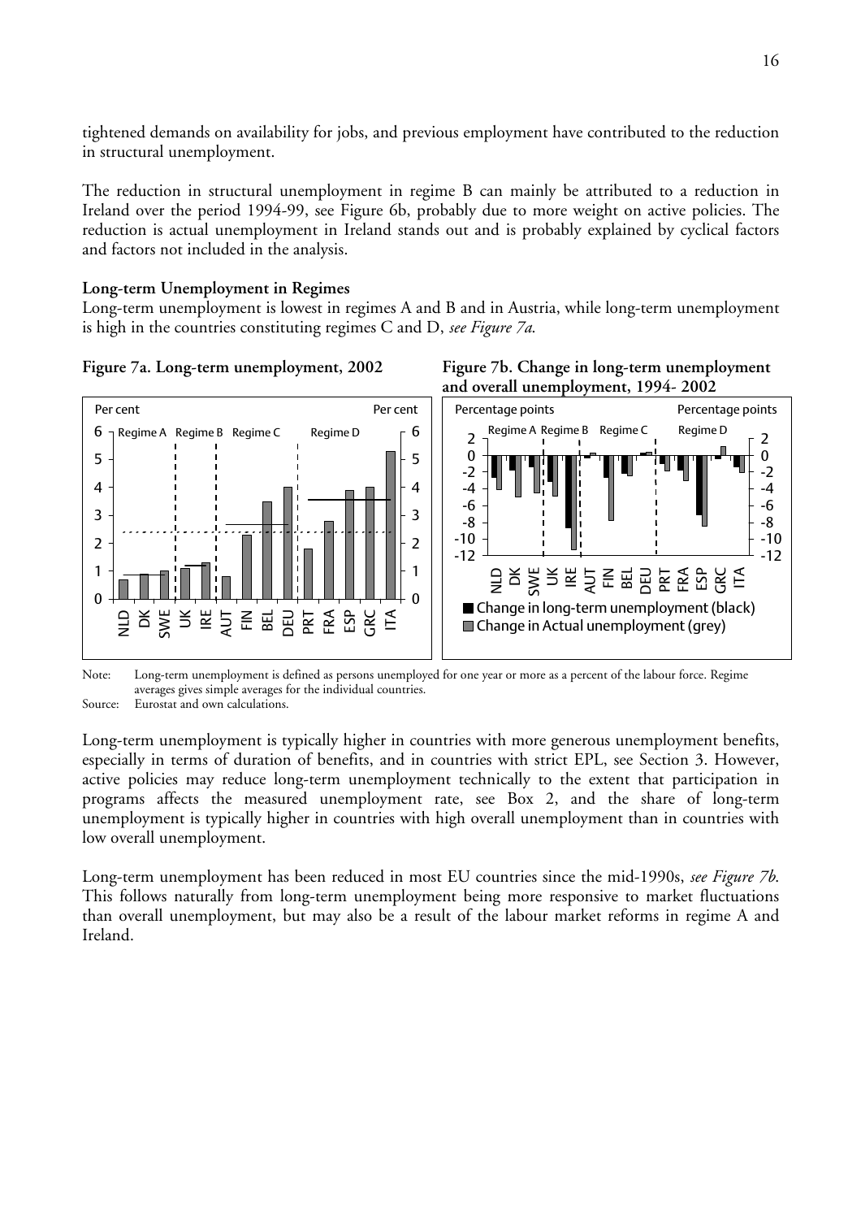tightened demands on availability for jobs, and previous employment have contributed to the reduction in structural unemployment.

The reduction in structural unemployment in regime B can mainly be attributed to a reduction in Ireland over the period 1994-99, see Figure 6b, probably due to more weight on active policies. The reduction is actual unemployment in Ireland stands out and is probably explained by cyclical factors and factors not included in the analysis.

**Long-term Unemployment in Regimes**

Long-term unemployment is lowest in regimes A and B and in Austria, while long-term unemployment is high in the countries constituting regimes C and D, *see Figure 7a.*

**Figure 7a. Long-term unemployment, 2002**

**Figure 7b. Change in long-term unemployment and overall unemployment, 1994- 2002**

Note: Long-term unemployment is defined as persons unemployed for one year or more as a percent of the labour force. Regime averages gives simple averages for the individual countries.

Source: Eurostat and own calculations.

Long-term unemployment is typically higher in countries with more generous unemployment benefits, especially in terms of duration of benefits, and in countries with strict EPL, see Section 3. However, active policies may reduce long-term unemployment technically to the extent that participation in programs affects the measured unemployment rate, see Box 2, and the share of long-term unemployment is typically higher in countries with high overall unemployment than in countries with low overall unemployment.

Long-term unemployment has been reduced in most EU countries since the mid-1990s, *see Figure 7b.* This follows naturally from long-term unemployment being more responsive to market fluctuations than overall unemployment, but may also be a result of the labour market reforms in regime A and Ireland.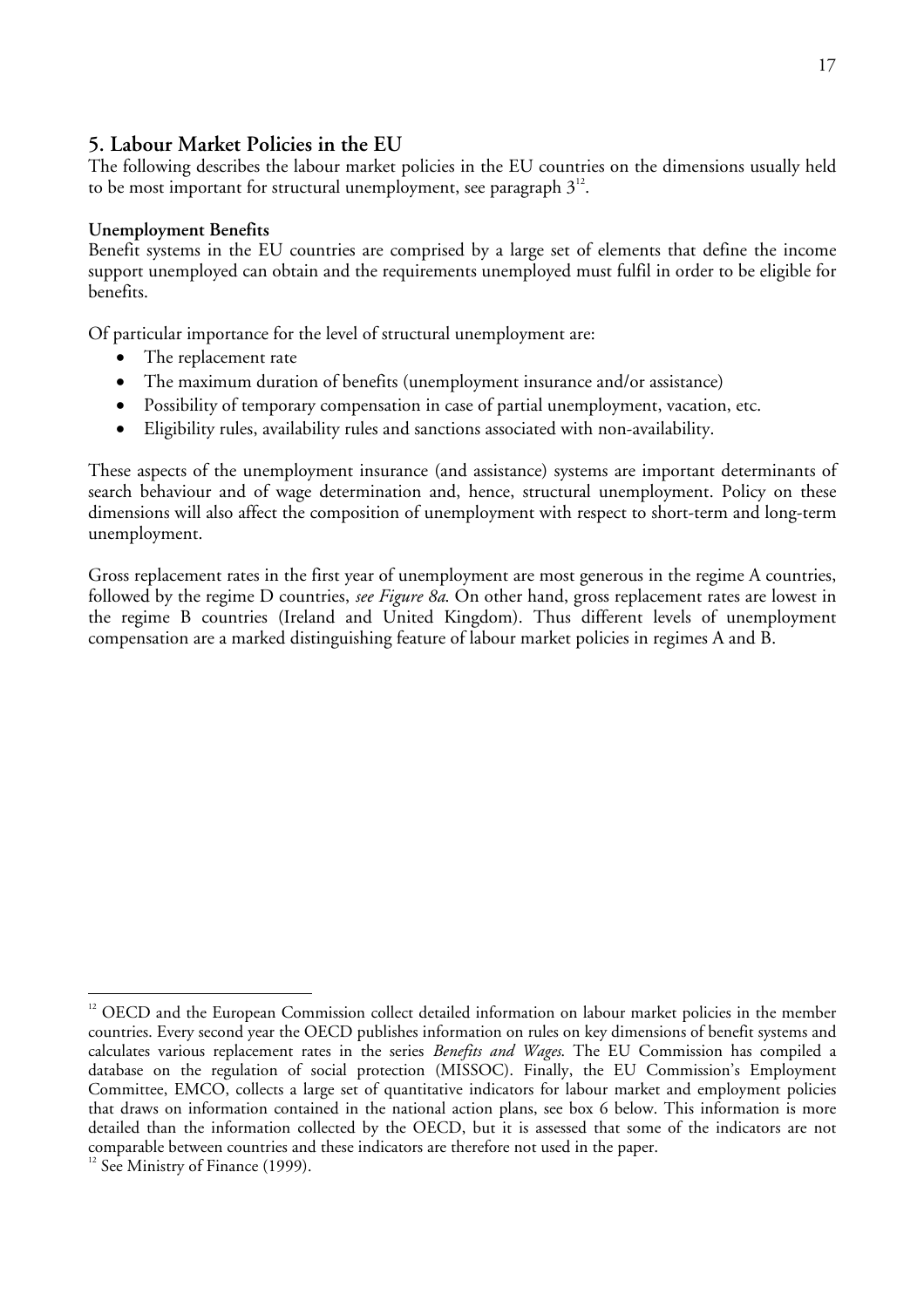## 5. Labour Market Policies in the EU

The following describes the labour market policies in the EU countries on the dimensions usually held to be most important for structural unemployment, see paragraph 3[12].

**Unemployment Benefits**

Benefit systems in the EU countries are comprised by a large set of elements that define the income support unemployed can obtain and the requirements unemployed must fulfil in order to be eligible for benefits.

Of particular importance for the level of structural unemployment are:

- The replacement rate
- The maximum duration of benefits (unemployment insurance and/or assistance)
- Possibility of temporary compensation in case of partial unemployment, vacation, etc.
- Eligibility rules, availability rules and sanctions associated with non-availability.

These aspects of the unemployment insurance (and assistance) systems are important determinants of search behaviour and of wage determination and, hence, structural unemployment. Policy on these dimensions will also affect the composition of unemployment with respect to short-term and long-term unemployment.

Gross replacement rates in the first year of unemployment are most generous in the regime A countries, followed by the regime D countries, *see Figure 8a*. On other hand, gross replacement rates are lowest in the regime B countries (Ireland and United Kingdom). Thus different levels of unemployment compensation are a marked distinguishing feature of labour market policies in regimes A and B.

---

[12] OECD and the European Commission collect detailed information on labour market policies in the member countries. Every second year the OECD publishes information on rules on key dimensions of benefit systems and calculates various replacement rates in the series *Benefits and Wages*. The EU Commission has compiled a database on the regulation of social protection (MISSOC). Finally, the EU Commission's Employment Committee, EMCO, collects a large set of quantitative indicators for labour market and employment policies that draws on information contained in the national action plans, see box 6 below. This information is more detailed than the information collected by the OECD, but it is assessed that some of the indicators are not comparable between countries and these indicators are therefore not used in the paper.

[12] See Ministry of Finance (1999).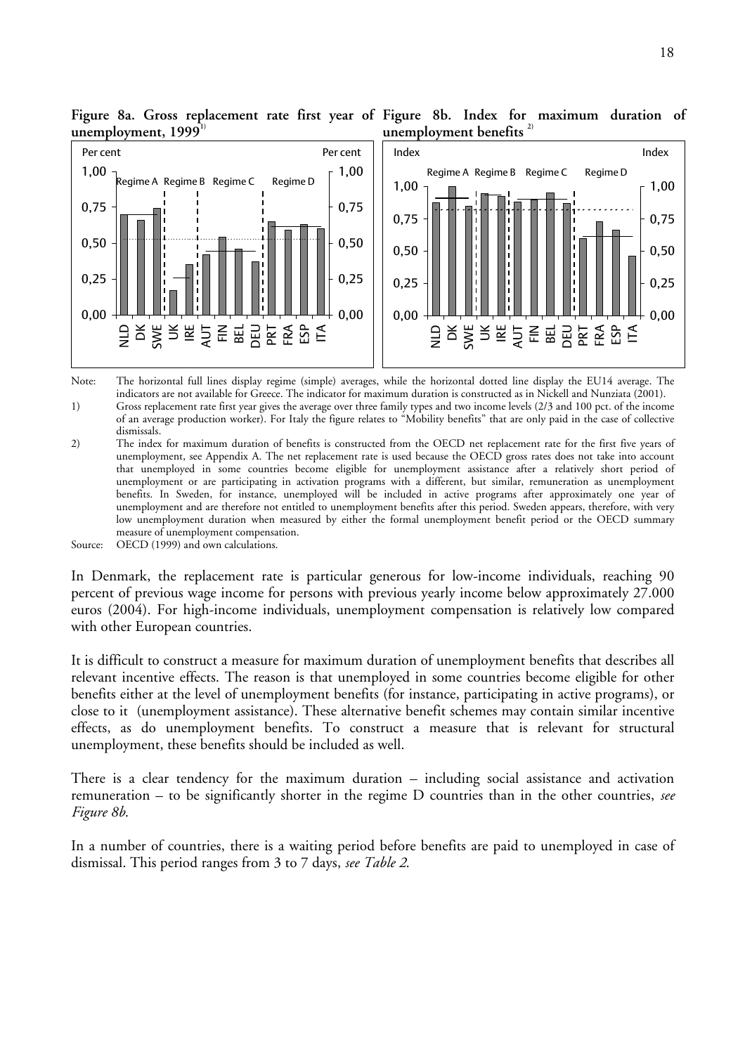**Figure 8a. Gross replacement rate first year of unemployment, 1999**[1)]

**Figure 8b. Index for maximum duration of unemployment benefits** [2)]

Note: The horizontal full lines display regime (simple) averages, while the horizontal dotted line display the EU14 average. The indicators are not available for Greece. The indicator for maximum duration is constructed as in Nickell and Nunziata (2001).

1) Gross replacement rate first year gives the average over three family types and two income levels (2/3 and 100 pct. of the income of an average production worker). For Italy the figure relates to "Mobility benefits" that are only paid in the case of collective dismissals.

2) The index for maximum duration of benefits is constructed from the OECD net replacement rate for the first five years of unemployment, see Appendix A. The net replacement rate is used because the OECD gross rates does not take into account that unemployed in some countries become eligible for unemployment assistance after a relatively short period of unemployment or are participating in activation programs with a different, but similar, remuneration as unemployment benefits. In Sweden, for instance, unemployed will be included in active programs after approximately one year of unemployment and are therefore not entitled to unemployment benefits after this period. Sweden appears, therefore, with very low unemployment duration when measured by either the formal unemployment benefit period or the OECD summary measure of unemployment compensation.

Source: OECD (1999) and own calculations.

In Denmark, the replacement rate is particular generous for low-income individuals, reaching 90 percent of previous wage income for persons with previous yearly income below approximately 27.000 euros (2004). For high-income individuals, unemployment compensation is relatively low compared with other European countries.

It is difficult to construct a measure for maximum duration of unemployment benefits that describes all relevant incentive effects. The reason is that unemployed in some countries become eligible for other benefits either at the level of unemployment benefits (for instance, participating in active programs), or close to it (unemployment assistance). These alternative benefit schemes may contain similar incentive effects, as do unemployment benefits. To construct a measure that is relevant for structural unemployment, these benefits should be included as well.

There is a clear tendency for the maximum duration – including social assistance and activation remuneration – to be significantly shorter in the regime D countries than in the other countries, *see Figure 8b*.

In a number of countries, there is a waiting period before benefits are paid to unemployed in case of dismissal. This period ranges from 3 to 7 days, *see Table 2*.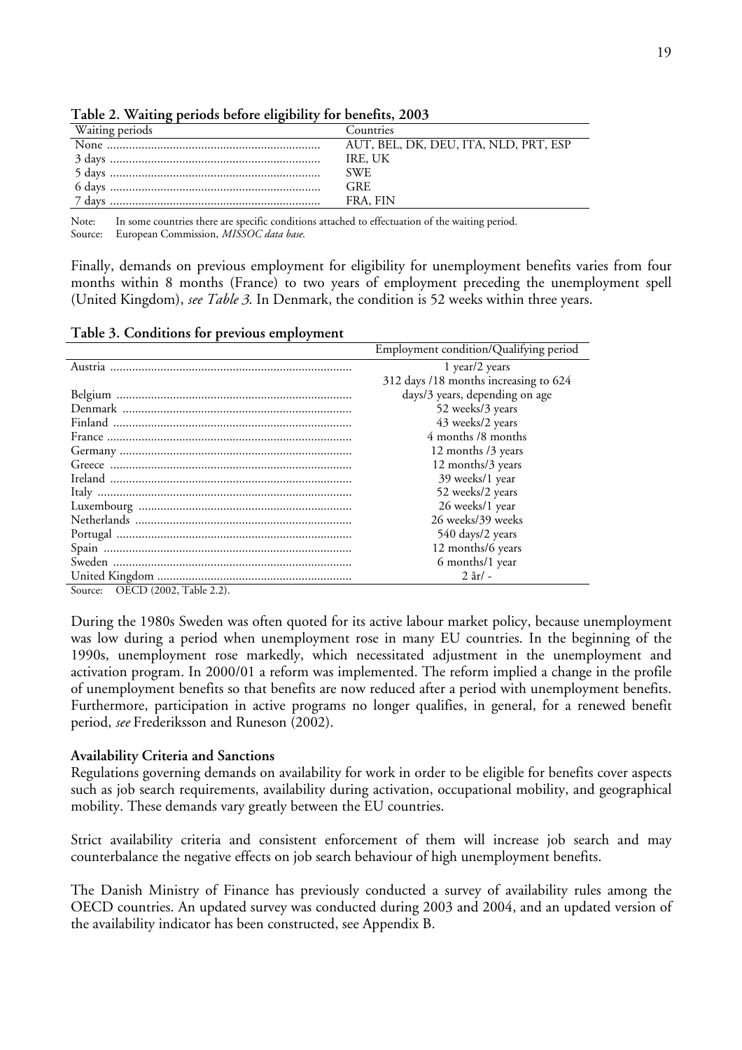**Table 2. Waiting periods before eligibility for benefits, 2003**

| Waiting periods | Countries |
|---|---|
| None | AUT, BEL, DK, DEU, ITA, NLD, PRT, ESP |
| 3 days | IRE, UK |
| 5 days | SWE |
| 6 days | GRE |
| 7 days | FRA, FIN |

Note: In some countries there are specific conditions attached to effectuation of the waiting period.
Source: European Commission, *MISSOC data base*.

Finally, demands on previous employment for eligibility for unemployment benefits varies from four months within 8 months (France) to two years of employment preceding the unemployment spell (United Kingdom), *see Table 3*. In Denmark, the condition is 52 weeks within three years.

**Table 3. Conditions for previous employment**

| | Employment condition/Qualifying period |
|---|---|
| Austria | 1 year/2 years |
| Belgium | 312 days /18 months increasing to 624 days/3 years, depending on age |
| Denmark | 52 weeks/3 years |
| Finland | 43 weeks/2 years |
| France | 4 months /8 months |
| Germany | 12 months /3 years |
| Greece | 12 months/3 years |
| Ireland | 39 weeks/1 year |
| Italy | 52 weeks/2 years |
| Luxembourg | 26 weeks/1 year |
| Netherlands | 26 weeks/39 weeks |
| Portugal | 540 days/2 years |
| Spain | 12 months/6 years |
| Sweden | 6 months/1 year |
| United Kingdom | 2 år/ - |

Source: OECD (2002, Table 2.2).

During the 1980s Sweden was often quoted for its active labour market policy, because unemployment was low during a period when unemployment rose in many EU countries. In the beginning of the 1990s, unemployment rose markedly, which necessitated adjustment in the unemployment and activation program. In 2000/01 a reform was implemented. The reform implied a change in the profile of unemployment benefits so that benefits are now reduced after a period with unemployment benefits. Furthermore, participation in active programs no longer qualifies, in general, for a renewed benefit period, *see* Frederiksson and Runeson (2002).

**Availability Criteria and Sanctions**

Regulations governing demands on availability for work in order to be eligible for benefits cover aspects such as job search requirements, availability during activation, occupational mobility, and geographical mobility. These demands vary greatly between the EU countries.

Strict availability criteria and consistent enforcement of them will increase job search and may counterbalance the negative effects on job search behaviour of high unemployment benefits.

The Danish Ministry of Finance has previously conducted a survey of availability rules among the OECD countries. An updated survey was conducted during 2003 and 2004, and an updated version of the availability indicator has been constructed, see Appendix B.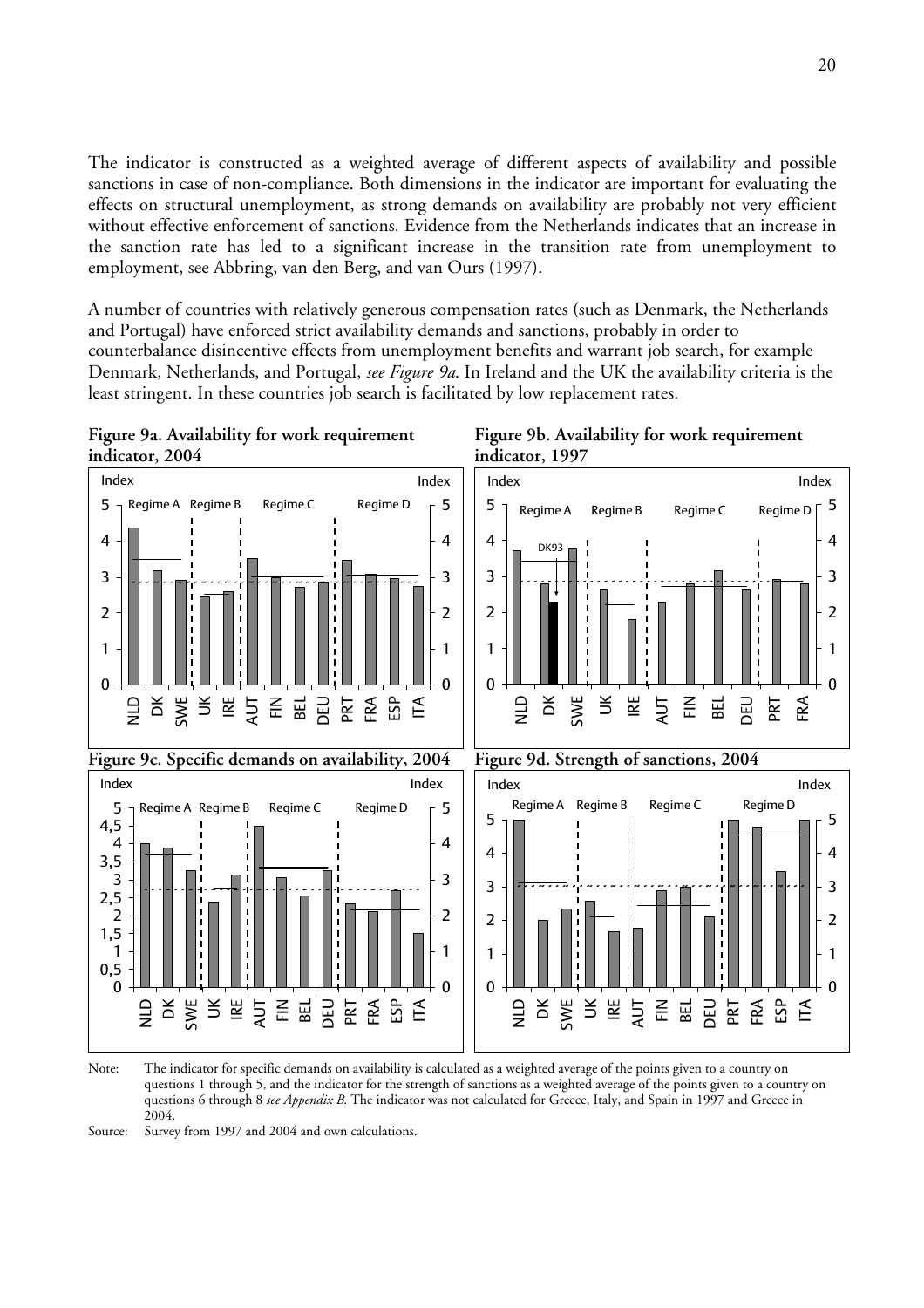The indicator is constructed as a weighted average of different aspects of availability and possible sanctions in case of non-compliance. Both dimensions in the indicator are important for evaluating the effects on structural unemployment, as strong demands on availability are probably not very efficient without effective enforcement of sanctions. Evidence from the Netherlands indicates that an increase in the sanction rate has led to a significant increase in the transition rate from unemployment to employment, see Abbring, van den Berg, and van Ours (1997).

A number of countries with relatively generous compensation rates (such as Denmark, the Netherlands and Portugal) have enforced strict availability demands and sanctions, probably in order to counterbalance disincentive effects from unemployment benefits and warrant job search, for example Denmark, Netherlands, and Portugal, *see Figure 9a*. In Ireland and the UK the availability criteria is the least stringent. In these countries job search is facilitated by low replacement rates.

**Figure 9a. Availability for work requirement indicator, 2004**

**Figure 9b. Availability for work requirement indicator, 1997**

**Figure 9c. Specific demands on availability, 2004**

**Figure 9d. Strength of sanctions, 2004**

Note: The indicator for specific demands on availability is calculated as a weighted average of the points given to a country on questions 1 through 5, and the indicator for the strength of sanctions as a weighted average of the points given to a country on questions 6 through 8 *see Appendix B*. The indicator was not calculated for Greece, Italy, and Spain in 1997 and Greece in 2004.

Source: Survey from 1997 and 2004 and own calculations.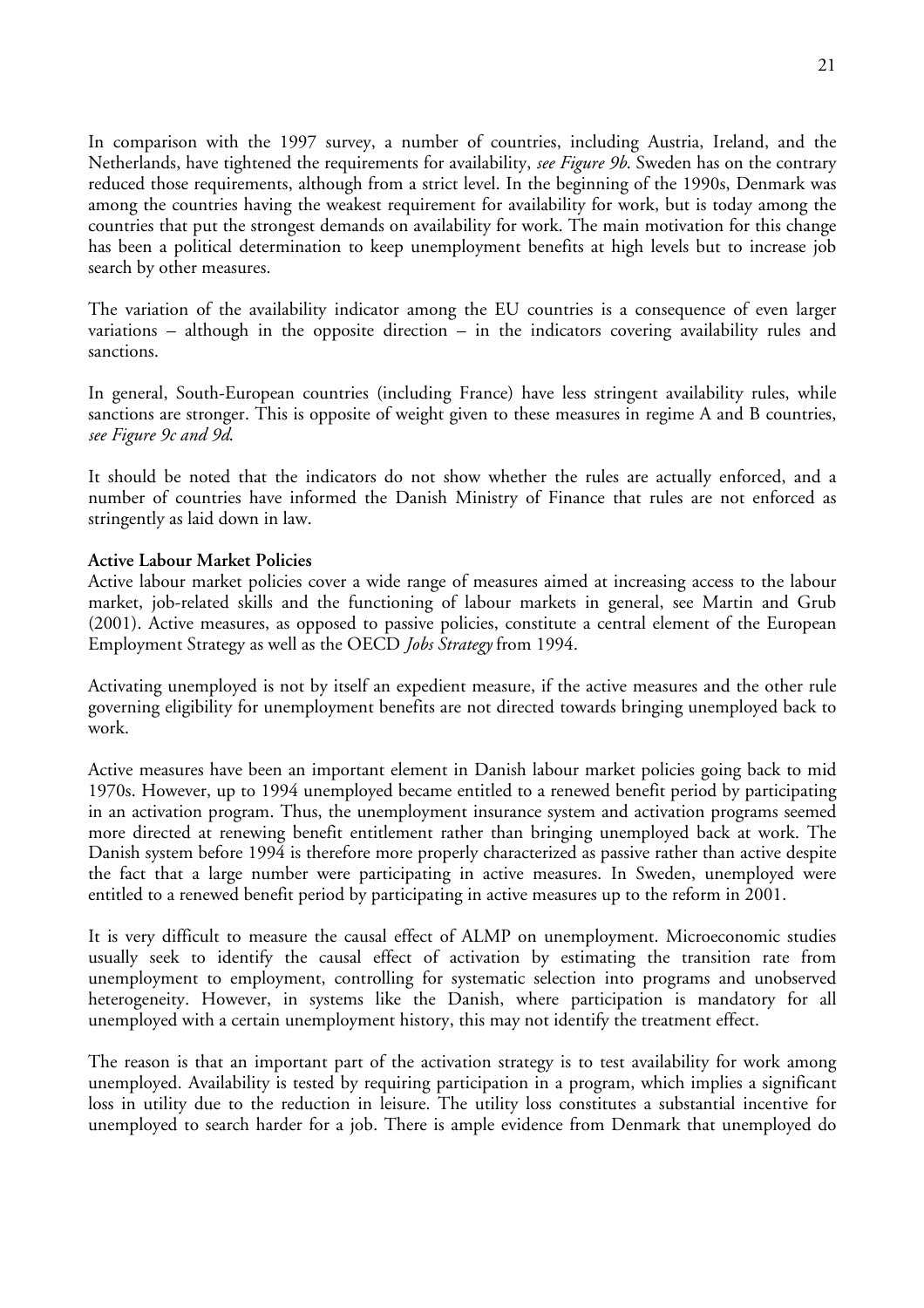In comparison with the 1997 survey, a number of countries, including Austria, Ireland, and the Netherlands, have tightened the requirements for availability, *see Figure 9b*. Sweden has on the contrary reduced those requirements, although from a strict level. In the beginning of the 1990s, Denmark was among the countries having the weakest requirement for availability for work, but is today among the countries that put the strongest demands on availability for work. The main motivation for this change has been a political determination to keep unemployment benefits at high levels but to increase job search by other measures.

The variation of the availability indicator among the EU countries is a consequence of even larger variations – although in the opposite direction – in the indicators covering availability rules and sanctions.

In general, South-European countries (including France) have less stringent availability rules, while sanctions are stronger. This is opposite of weight given to these measures in regime A and B countries, *see Figure 9c and 9d*.

It should be noted that the indicators do not show whether the rules are actually enforced, and a number of countries have informed the Danish Ministry of Finance that rules are not enforced as stringently as laid down in law.

**Active Labour Market Policies**

Active labour market policies cover a wide range of measures aimed at increasing access to the labour market, job-related skills and the functioning of labour markets in general, see Martin and Grub (2001). Active measures, as opposed to passive policies, constitute a central element of the European Employment Strategy as well as the OECD *Jobs Strategy* from 1994.

Activating unemployed is not by itself an expedient measure, if the active measures and the other rule governing eligibility for unemployment benefits are not directed towards bringing unemployed back to work.

Active measures have been an important element in Danish labour market policies going back to mid 1970s. However, up to 1994 unemployed became entitled to a renewed benefit period by participating in an activation program. Thus, the unemployment insurance system and activation programs seemed more directed at renewing benefit entitlement rather than bringing unemployed back at work. The Danish system before 1994 is therefore more properly characterized as passive rather than active despite the fact that a large number were participating in active measures. In Sweden, unemployed were entitled to a renewed benefit period by participating in active measures up to the reform in 2001.

It is very difficult to measure the causal effect of ALMP on unemployment. Microeconomic studies usually seek to identify the causal effect of activation by estimating the transition rate from unemployment to employment, controlling for systematic selection into programs and unobserved heterogeneity. However, in systems like the Danish, where participation is mandatory for all unemployed with a certain unemployment history, this may not identify the treatment effect.

The reason is that an important part of the activation strategy is to test availability for work among unemployed. Availability is tested by requiring participation in a program, which implies a significant loss in utility due to the reduction in leisure. The utility loss constitutes a substantial incentive for unemployed to search harder for a job. There is ample evidence from Denmark that unemployed do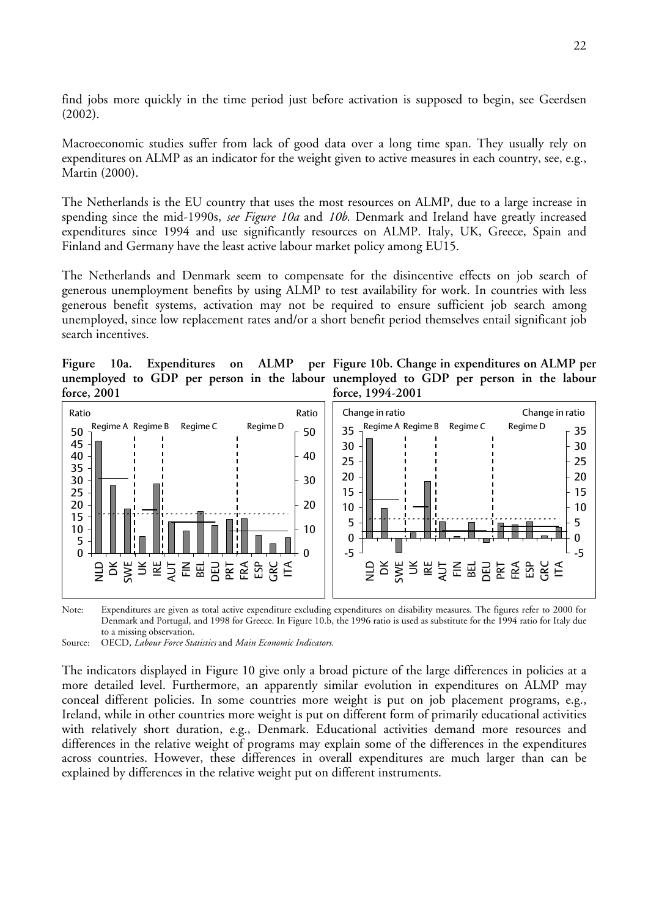find jobs more quickly in the time period just before activation is supposed to begin, see Geerdsen (2002).

Macroeconomic studies suffer from lack of good data over a long time span. They usually rely on expenditures on ALMP as an indicator for the weight given to active measures in each country, see, e.g., Martin (2000).

The Netherlands is the EU country that uses the most resources on ALMP, due to a large increase in spending since the mid-1990s, *see Figure 10a* and *10b*. Denmark and Ireland have greatly increased expenditures since 1994 and use significantly resources on ALMP. Italy, UK, Greece, Spain and Finland and Germany have the least active labour market policy among EU15.

The Netherlands and Denmark seem to compensate for the disincentive effects on job search of generous unemployment benefits by using ALMP to test availability for work. In countries with less generous benefit systems, activation may not be required to ensure sufficient job search among unemployed, since low replacement rates and/or a short benefit period themselves entail significant job search incentives.

**Figure 10a. Expenditures on ALMP per unemployed to GDP per person in the labour force, 2001**

**Figure 10b. Change in expenditures on ALMP per unemployed to GDP per person in the labour force, 1994-2001**

Note: Expenditures are given as total active expenditure excluding expenditures on disability measures. The figures refer to 2000 for Denmark and Portugal, and 1998 for Greece. In Figure 10.b, the 1996 ratio is used as substitute for the 1994 ratio for Italy due to a missing observation.

Source: OECD, *Labour Force Statistics* and *Main Economic Indicators*.

The indicators displayed in Figure 10 give only a broad picture of the large differences in policies at a more detailed level. Furthermore, an apparently similar evolution in expenditures on ALMP may conceal different policies. In some countries more weight is put on job placement programs, e.g., Ireland, while in other countries more weight is put on different form of primarily educational activities with relatively short duration, e.g., Denmark. Educational activities demand more resources and differences in the relative weight of programs may explain some of the differences in the expenditures across countries. However, these differences in overall expenditures are much larger than can be explained by differences in the relative weight put on different instruments.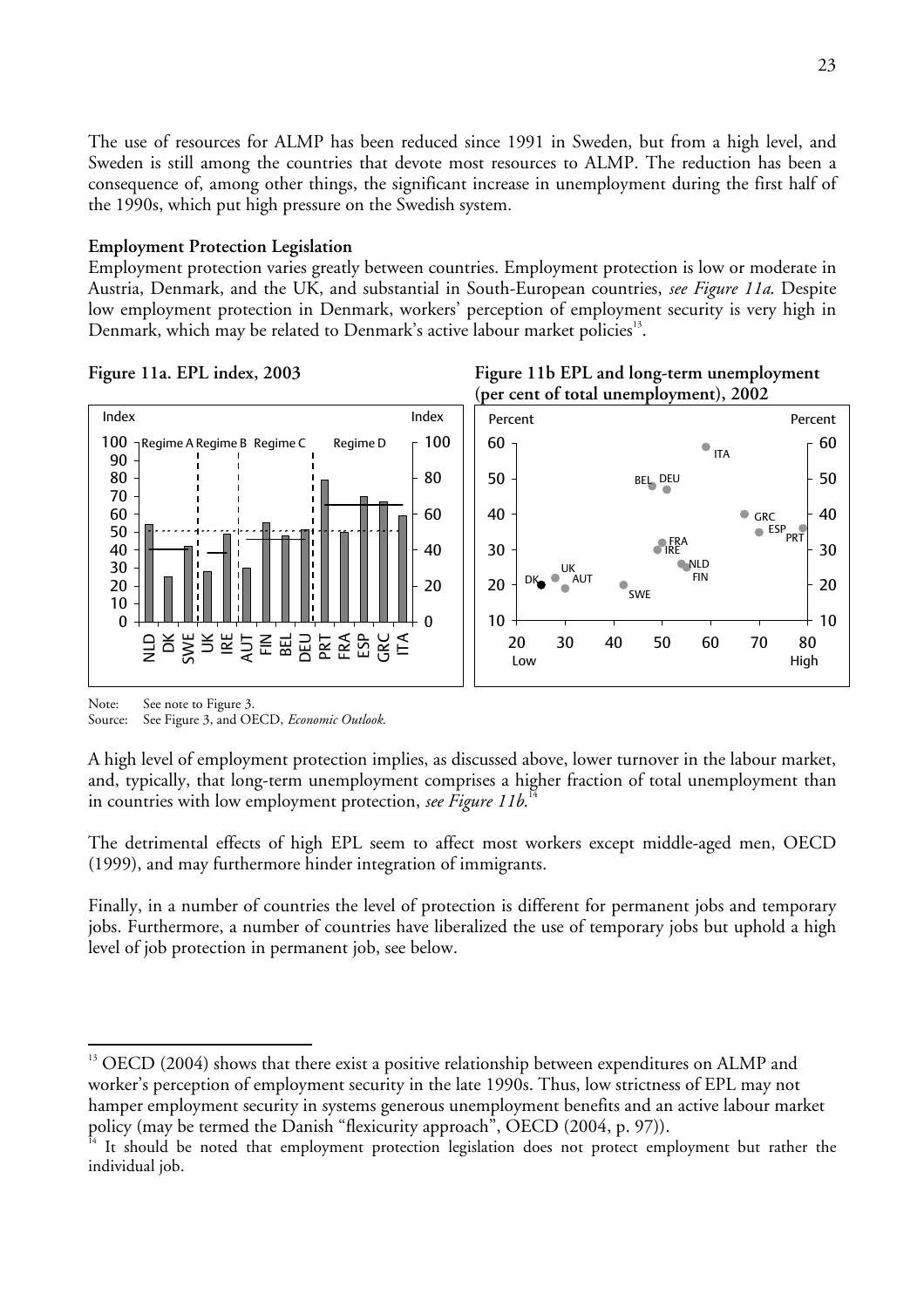The use of resources for ALMP has been reduced since 1991 in Sweden, but from a high level, and Sweden is still among the countries that devote most resources to ALMP. The reduction has been a consequence of, among other things, the significant increase in unemployment during the first half of the 1990s, which put high pressure on the Swedish system.

**Employment Protection Legislation**

Employment protection varies greatly between countries. Employment protection is low or moderate in Austria, Denmark, and the UK, and substantial in South-European countries, *see Figure 11a*. Despite low employment protection in Denmark, workers' perception of employment security is very high in Denmark, which may be related to Denmark's active labour market policies[13].

**Figure 11a. EPL index, 2003**

**Figure 11b EPL and long-term unemployment (per cent of total unemployment), 2002**

Note: See note to Figure 3.
Source: See Figure 3, and OECD, *Economic Outlook.*

A high level of employment protection implies, as discussed above, lower turnover in the labour market, and, typically, that long-term unemployment comprises a higher fraction of total unemployment than in countries with low employment protection, *see Figure 11b*.[14]

The detrimental effects of high EPL seem to affect most workers except middle-aged men, OECD (1999), and may furthermore hinder integration of immigrants.

Finally, in a number of countries the level of protection is different for permanent jobs and temporary jobs. Furthermore, a number of countries have liberalized the use of temporary jobs but uphold a high level of job protection in permanent job, see below.

[13] OECD (2004) shows that there exist a positive relationship between expenditures on ALMP and worker's perception of employment security in the late 1990s. Thus, low strictness of EPL may not hamper employment security in systems generous unemployment benefits and an active labour market policy (may be termed the Danish "flexicurity approach", OECD (2004, p. 97)).

[14] It should be noted that employment protection legislation does not protect employment but rather the individual job.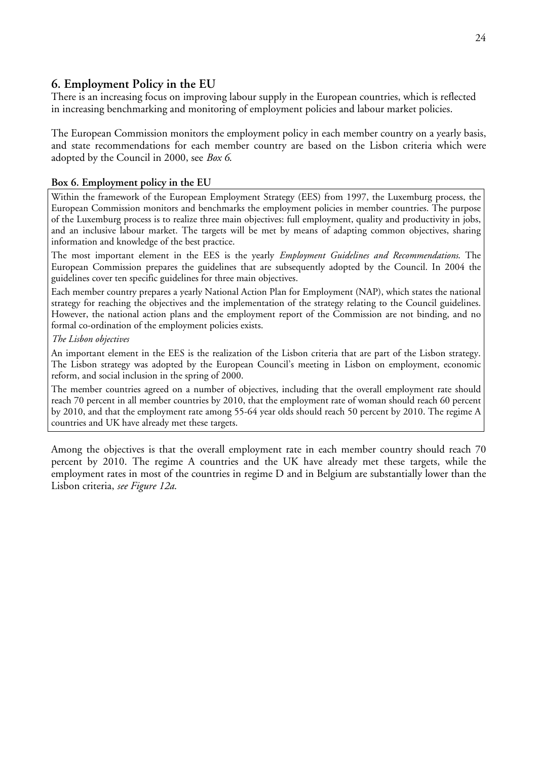## 6. Employment Policy in the EU

There is an increasing focus on improving labour supply in the European countries, which is reflected in increasing benchmarking and monitoring of employment policies and labour market policies.

The European Commission monitors the employment policy in each member country on a yearly basis, and state recommendations for each member country are based on the Lisbon criteria which were adopted by the Council in 2000, see *Box 6*.

**Box 6. Employment policy in the EU**

Within the framework of the European Employment Strategy (EES) from 1997, the Luxemburg process, the European Commission monitors and benchmarks the employment policies in member countries. The purpose of the Luxemburg process is to realize three main objectives: full employment, quality and productivity in jobs, and an inclusive labour market. The targets will be met by means of adapting common objectives, sharing information and knowledge of the best practice.

The most important element in the EES is the yearly *Employment Guidelines and Recommendations*. The European Commission prepares the guidelines that are subsequently adopted by the Council. In 2004 the guidelines cover ten specific guidelines for three main objectives.

Each member country prepares a yearly National Action Plan for Employment (NAP), which states the national strategy for reaching the objectives and the implementation of the strategy relating to the Council guidelines. However, the national action plans and the employment report of the Commission are not binding, and no formal co-ordination of the employment policies exists.

*The Lisbon objectives*

An important element in the EES is the realization of the Lisbon criteria that are part of the Lisbon strategy. The Lisbon strategy was adopted by the European Council's meeting in Lisbon on employment, economic reform, and social inclusion in the spring of 2000.

The member countries agreed on a number of objectives, including that the overall employment rate should reach 70 percent in all member countries by 2010, that the employment rate of woman should reach 60 percent by 2010, and that the employment rate among 55-64 year olds should reach 50 percent by 2010. The regime A countries and UK have already met these targets.

Among the objectives is that the overall employment rate in each member country should reach 70 percent by 2010. The regime A countries and the UK have already met these targets, while the employment rates in most of the countries in regime D and in Belgium are substantially lower than the Lisbon criteria, *see Figure 12a*.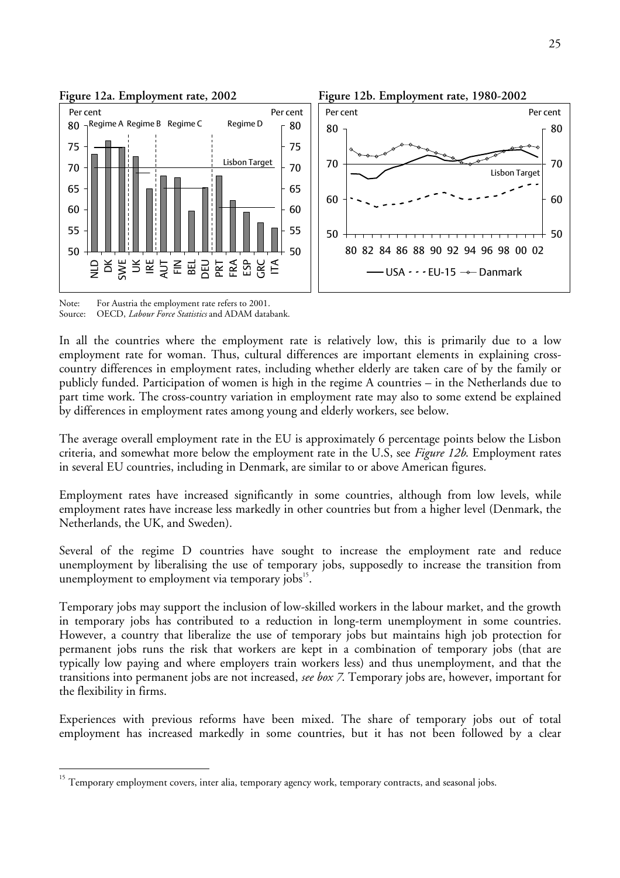**Figure 12a. Employment rate, 2002**

**Figure 12b. Employment rate, 1980-2002**

Note: For Austria the employment rate refers to 2001.
Source: OECD, *Labour Force Statistics* and ADAM databank.

In all the countries where the employment rate is relatively low, this is primarily due to a low employment rate for woman. Thus, cultural differences are important elements in explaining cross-country differences in employment rates, including whether elderly are taken care of by the family or publicly funded. Participation of women is high in the regime A countries – in the Netherlands due to part time work. The cross-country variation in employment rate may also to some extend be explained by differences in employment rates among young and elderly workers, see below.

The average overall employment rate in the EU is approximately 6 percentage points below the Lisbon criteria, and somewhat more below the employment rate in the U.S, see *Figure 12b*. Employment rates in several EU countries, including in Denmark, are similar to or above American figures.

Employment rates have increased significantly in some countries, although from low levels, while employment rates have increase less markedly in other countries but from a higher level (Denmark, the Netherlands, the UK, and Sweden).

Several of the regime D countries have sought to increase the employment rate and reduce unemployment by liberalising the use of temporary jobs, supposedly to increase the transition from unemployment to employment via temporary jobs[15].

Temporary jobs may support the inclusion of low-skilled workers in the labour market, and the growth in temporary jobs has contributed to a reduction in long-term unemployment in some countries. However, a country that liberalize the use of temporary jobs but maintains high job protection for permanent jobs runs the risk that workers are kept in a combination of temporary jobs (that are typically low paying and where employers train workers less) and thus unemployment, and that the transitions into permanent jobs are not increased, *see box 7*. Temporary jobs are, however, important for the flexibility in firms.

Experiences with previous reforms have been mixed. The share of temporary jobs out of total employment has increased markedly in some countries, but it has not been followed by a clear

[15] Temporary employment covers, inter alia, temporary agency work, temporary contracts, and seasonal jobs.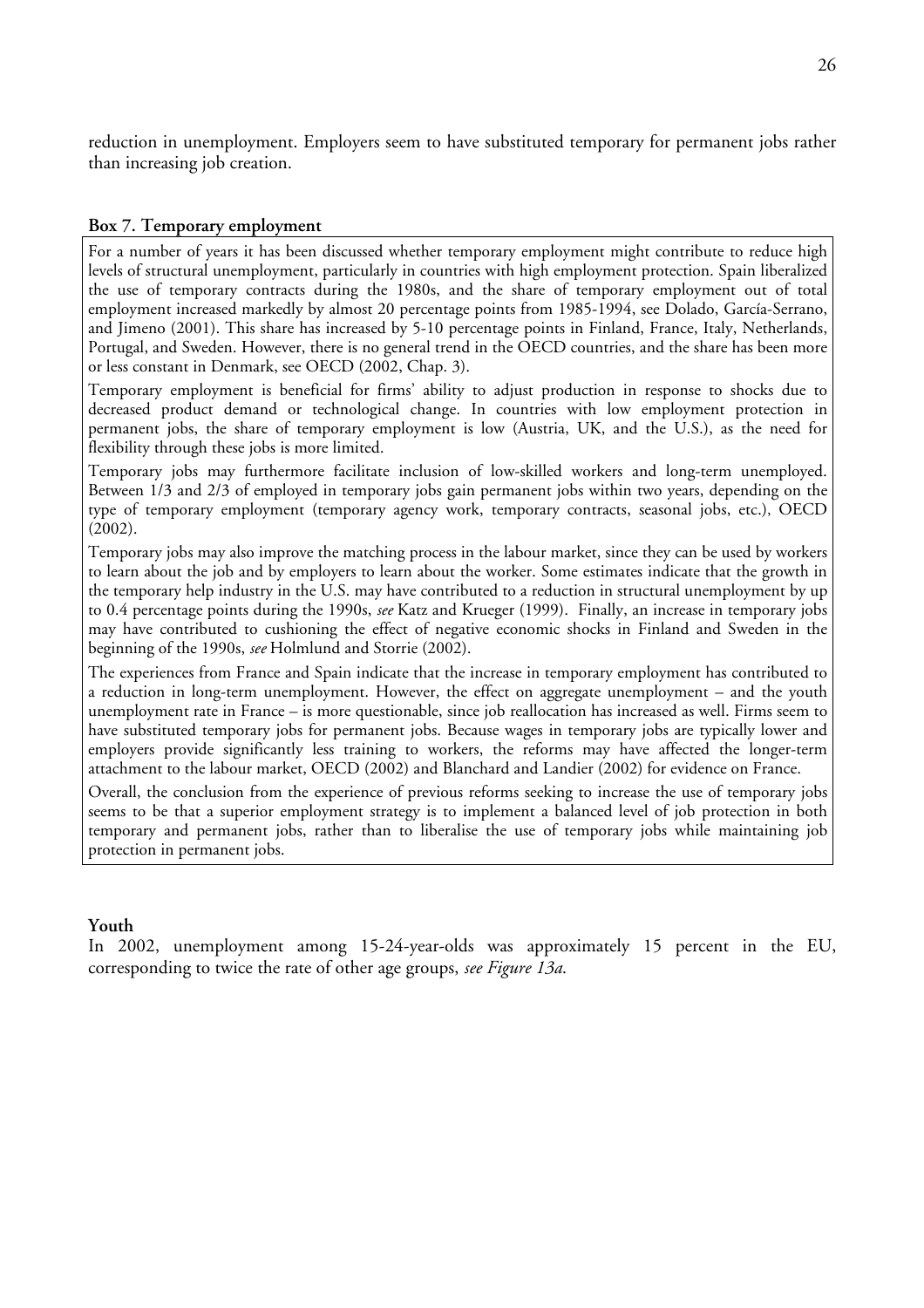reduction in unemployment. Employers seem to have substituted temporary for permanent jobs rather than increasing job creation.

**Box 7. Temporary employment**

For a number of years it has been discussed whether temporary employment might contribute to reduce high levels of structural unemployment, particularly in countries with high employment protection. Spain liberalized the use of temporary contracts during the 1980s, and the share of temporary employment out of total employment increased markedly by almost 20 percentage points from 1985-1994, see Dolado, García-Serrano, and Jimeno (2001). This share has increased by 5-10 percentage points in Finland, France, Italy, Netherlands, Portugal, and Sweden. However, there is no general trend in the OECD countries, and the share has been more or less constant in Denmark, see OECD (2002, Chap. 3).

Temporary employment is beneficial for firms' ability to adjust production in response to shocks due to decreased product demand or technological change. In countries with low employment protection in permanent jobs, the share of temporary employment is low (Austria, UK, and the U.S.), as the need for flexibility through these jobs is more limited.

Temporary jobs may furthermore facilitate inclusion of low-skilled workers and long-term unemployed. Between 1/3 and 2/3 of employed in temporary jobs gain permanent jobs within two years, depending on the type of temporary employment (temporary agency work, temporary contracts, seasonal jobs, etc.), OECD (2002).

Temporary jobs may also improve the matching process in the labour market, since they can be used by workers to learn about the job and by employers to learn about the worker. Some estimates indicate that the growth in the temporary help industry in the U.S. may have contributed to a reduction in structural unemployment by up to 0.4 percentage points during the 1990s, *see* Katz and Krueger (1999). Finally, an increase in temporary jobs may have contributed to cushioning the effect of negative economic shocks in Finland and Sweden in the beginning of the 1990s, *see* Holmlund and Storrie (2002).

The experiences from France and Spain indicate that the increase in temporary employment has contributed to a reduction in long-term unemployment. However, the effect on aggregate unemployment – and the youth unemployment rate in France – is more questionable, since job reallocation has increased as well. Firms seem to have substituted temporary jobs for permanent jobs. Because wages in temporary jobs are typically lower and employers provide significantly less training to workers, the reforms may have affected the longer-term attachment to the labour market, OECD (2002) and Blanchard and Landier (2002) for evidence on France.

Overall, the conclusion from the experience of previous reforms seeking to increase the use of temporary jobs seems to be that a superior employment strategy is to implement a balanced level of job protection in both temporary and permanent jobs, rather than to liberalise the use of temporary jobs while maintaining job protection in permanent jobs.

**Youth**

In 2002, unemployment among 15-24-year-olds was approximately 15 percent in the EU, corresponding to twice the rate of other age groups, *see Figure 13a*.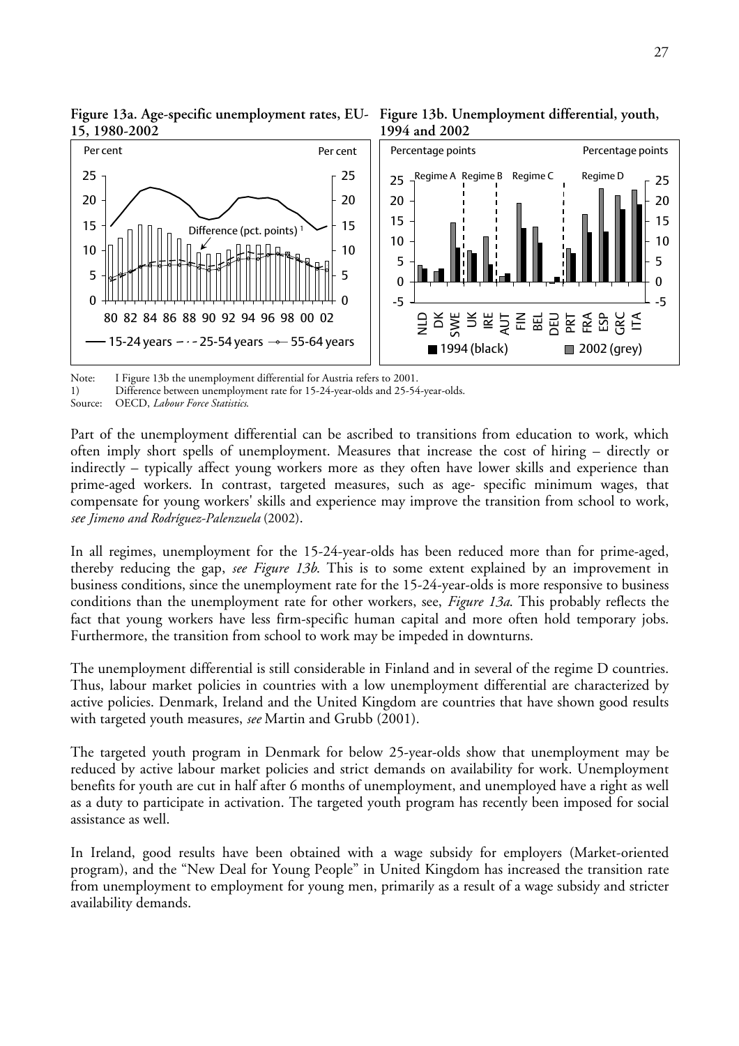**Figure 13a. Age-specific unemployment rates, EU-15, 1980-2002**

**Figure 13b. Unemployment differential, youth, 1994 and 2002**

Note: I Figure 13b the unemployment differential for Austria refers to 2001.

1) Difference between unemployment rate for 15-24-year-olds and 25-54-year-olds.

Source: OECD, *Labour Force Statistics*.

Part of the unemployment differential can be ascribed to transitions from education to work, which often imply short spells of unemployment. Measures that increase the cost of hiring – directly or indirectly – typically affect young workers more as they often have lower skills and experience than prime-aged workers. In contrast, targeted measures, such as age- specific minimum wages, that compensate for young workers' skills and experience may improve the transition from school to work, *see Jimeno and Rodríguez-Palenzuela* (2002).

In all regimes, unemployment for the 15-24-year-olds has been reduced more than for prime-aged, thereby reducing the gap, *see Figure 13b*. This is to some extent explained by an improvement in business conditions, since the unemployment rate for the 15-24-year-olds is more responsive to business conditions than the unemployment rate for other workers, see, *Figure 13a*. This probably reflects the fact that young workers have less firm-specific human capital and more often hold temporary jobs. Furthermore, the transition from school to work may be impeded in downturns.

The unemployment differential is still considerable in Finland and in several of the regime D countries. Thus, labour market policies in countries with a low unemployment differential are characterized by active policies. Denmark, Ireland and the United Kingdom are countries that have shown good results with targeted youth measures, *see* Martin and Grubb (2001).

The targeted youth program in Denmark for below 25-year-olds show that unemployment may be reduced by active labour market policies and strict demands on availability for work. Unemployment benefits for youth are cut in half after 6 months of unemployment, and unemployed have a right as well as a duty to participate in activation. The targeted youth program has recently been imposed for social assistance as well.

In Ireland, good results have been obtained with a wage subsidy for employers (Market-oriented program), and the "New Deal for Young People" in United Kingdom has increased the transition rate from unemployment to employment for young men, primarily as a result of a wage subsidy and stricter availability demands.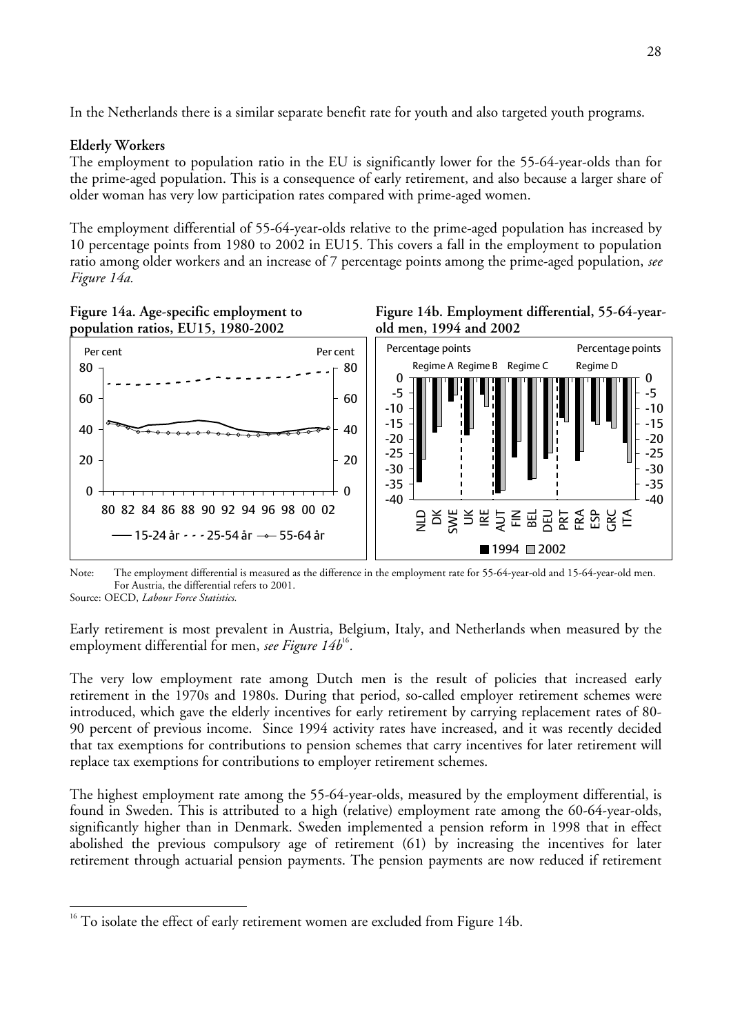In the Netherlands there is a similar separate benefit rate for youth and also targeted youth programs.

**Elderly Workers**

The employment to population ratio in the EU is significantly lower for the 55-64-year-olds than for the prime-aged population. This is a consequence of early retirement, and also because a larger share of older woman has very low participation rates compared with prime-aged women.

The employment differential of 55-64-year-olds relative to the prime-aged population has increased by 10 percentage points from 1980 to 2002 in EU15. This covers a fall in the employment to population ratio among older workers and an increase of 7 percentage points among the prime-aged population, *see Figure 14a.*

**Figure 14a. Age-specific employment to population ratios, EU15, 1980-2002**

**Figure 14b. Employment differential, 55-64-year-old men, 1994 and 2002**

Note: The employment differential is measured as the difference in the employment rate for 55-64-year-old and 15-64-year-old men. For Austria, the differential refers to 2001.

Source: OECD, *Labour Force Statistics.*

Early retirement is most prevalent in Austria, Belgium, Italy, and Netherlands when measured by the employment differential for men, *see Figure 14b*[16].

The very low employment rate among Dutch men is the result of policies that increased early retirement in the 1970s and 1980s. During that period, so-called employer retirement schemes were introduced, which gave the elderly incentives for early retirement by carrying replacement rates of 80-90 percent of previous income. Since 1994 activity rates have increased, and it was recently decided that tax exemptions for contributions to pension schemes that carry incentives for later retirement will replace tax exemptions for contributions to employer retirement schemes.

The highest employment rate among the 55-64-year-olds, measured by the employment differential, is found in Sweden. This is attributed to a high (relative) employment rate among the 60-64-year-olds, significantly higher than in Denmark. Sweden implemented a pension reform in 1998 that in effect abolished the previous compulsory age of retirement (61) by increasing the incentives for later retirement through actuarial pension payments. The pension payments are now reduced if retirement

---

[16] To isolate the effect of early retirement women are excluded from Figure 14b.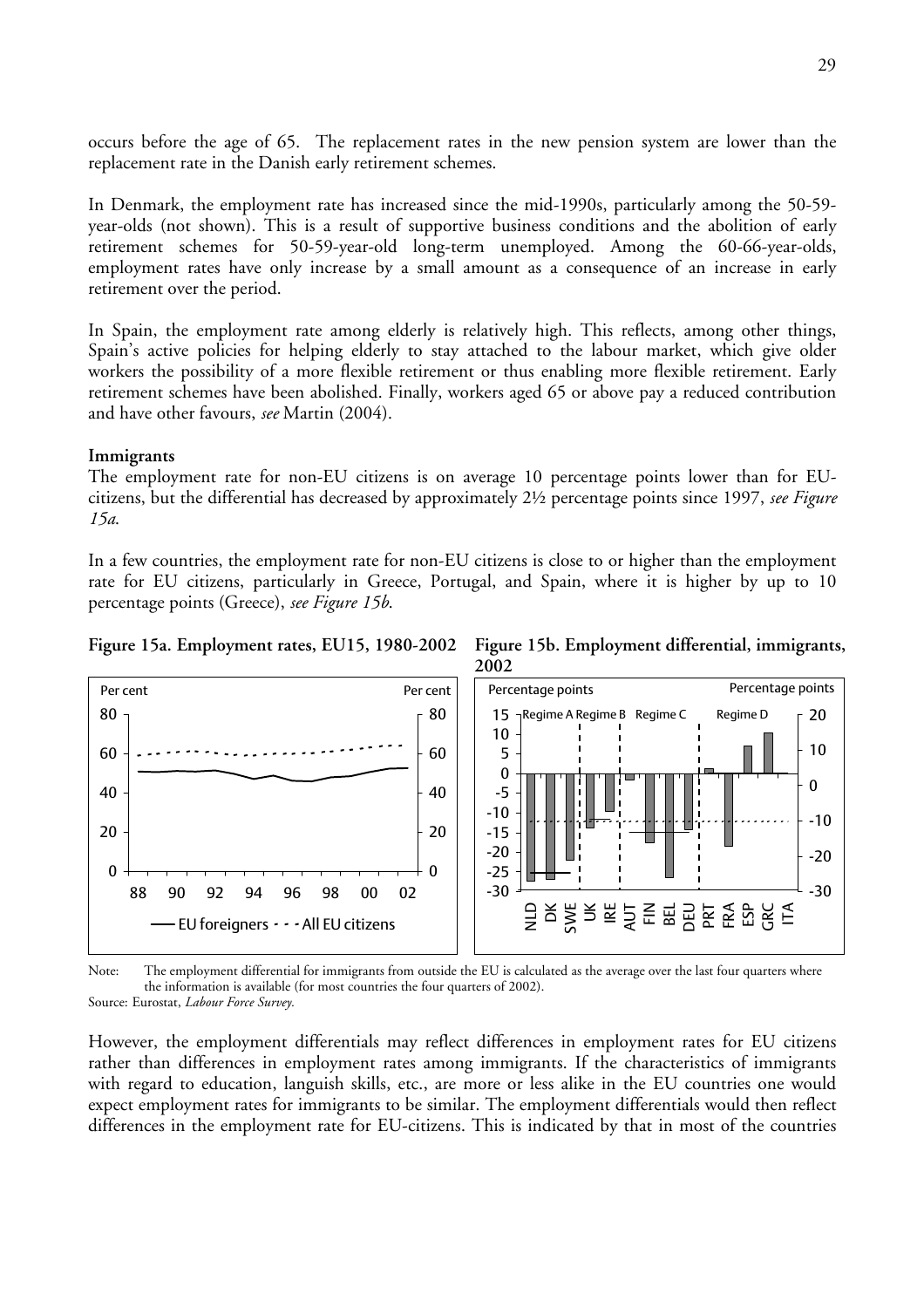occurs before the age of 65. The replacement rates in the new pension system are lower than the replacement rate in the Danish early retirement schemes.

In Denmark, the employment rate has increased since the mid-1990s, particularly among the 50-59-year-olds (not shown). This is a result of supportive business conditions and the abolition of early retirement schemes for 50-59-year-old long-term unemployed. Among the 60-66-year-olds, employment rates have only increase by a small amount as a consequence of an increase in early retirement over the period.

In Spain, the employment rate among elderly is relatively high. This reflects, among other things, Spain's active policies for helping elderly to stay attached to the labour market, which give older workers the possibility of a more flexible retirement or thus enabling more flexible retirement. Early retirement schemes have been abolished. Finally, workers aged 65 or above pay a reduced contribution and have other favours, *see* Martin (2004).

**Immigrants**

The employment rate for non-EU citizens is on average 10 percentage points lower than for EU-citizens, but the differential has decreased by approximately 2½ percentage points since 1997, *see Figure 15a*.

In a few countries, the employment rate for non-EU citizens is close to or higher than the employment rate for EU citizens, particularly in Greece, Portugal, and Spain, where it is higher by up to 10 percentage points (Greece), *see Figure 15b*.

**Figure 15a. Employment rates, EU15, 1980-2002**

**Figure 15b. Employment differential, immigrants, 2002**

Note: The employment differential for immigrants from outside the EU is calculated as the average over the last four quarters where the information is available (for most countries the four quarters of 2002).

Source: Eurostat, *Labour Force Survey.*

However, the employment differentials may reflect differences in employment rates for EU citizens rather than differences in employment rates among immigrants. If the characteristics of immigrants with regard to education, languish skills, etc., are more or less alike in the EU countries one would expect employment rates for immigrants to be similar. The employment differentials would then reflect differences in the employment rate for EU-citizens. This is indicated by that in most of the countries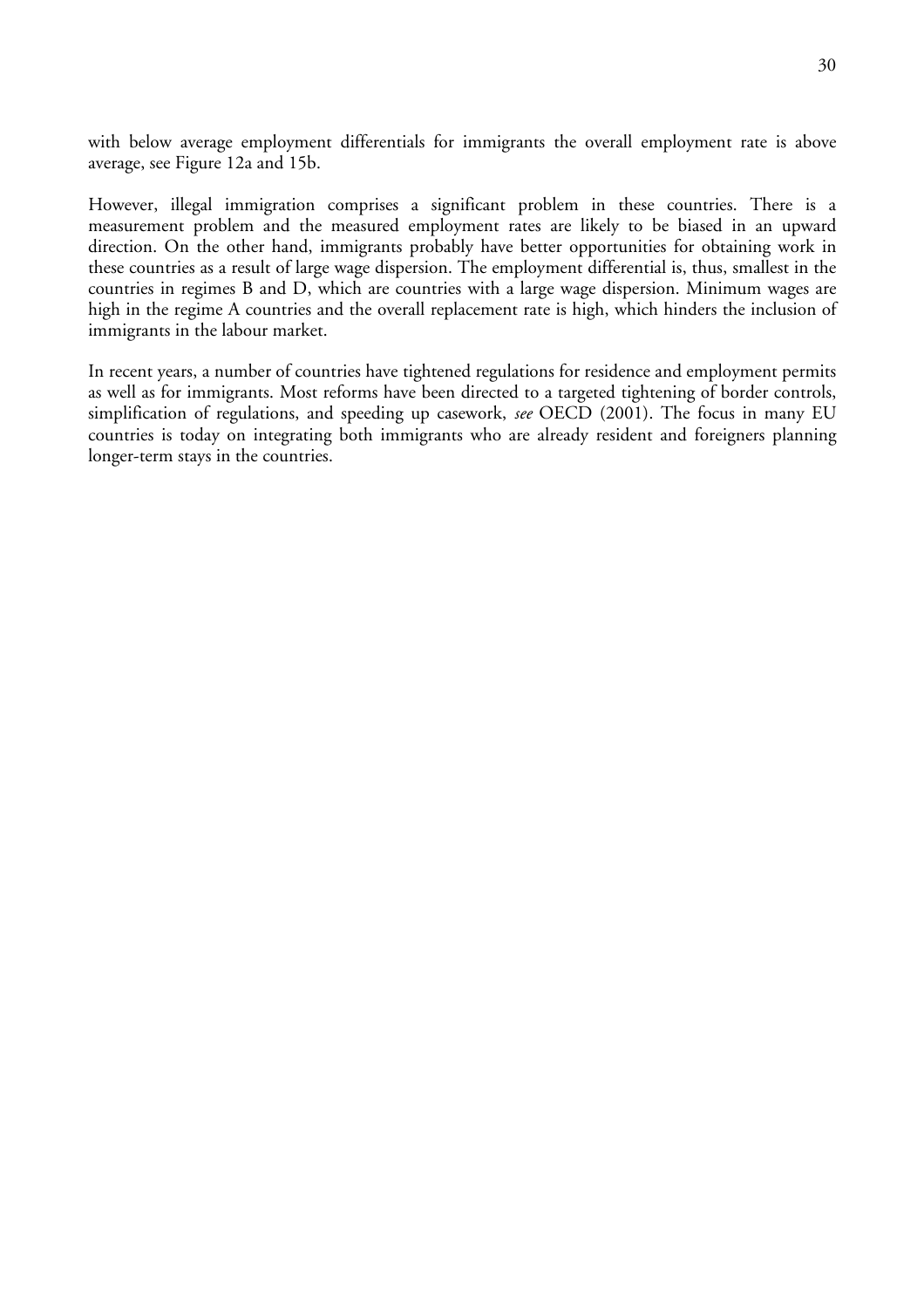with below average employment differentials for immigrants the overall employment rate is above average, see Figure 12a and 15b.

However, illegal immigration comprises a significant problem in these countries. There is a measurement problem and the measured employment rates are likely to be biased in an upward direction. On the other hand, immigrants probably have better opportunities for obtaining work in these countries as a result of large wage dispersion. The employment differential is, thus, smallest in the countries in regimes B and D, which are countries with a large wage dispersion. Minimum wages are high in the regime A countries and the overall replacement rate is high, which hinders the inclusion of immigrants in the labour market.

In recent years, a number of countries have tightened regulations for residence and employment permits as well as for immigrants. Most reforms have been directed to a targeted tightening of border controls, simplification of regulations, and speeding up casework, *see* OECD (2001). The focus in many EU countries is today on integrating both immigrants who are already resident and foreigners planning longer-term stays in the countries.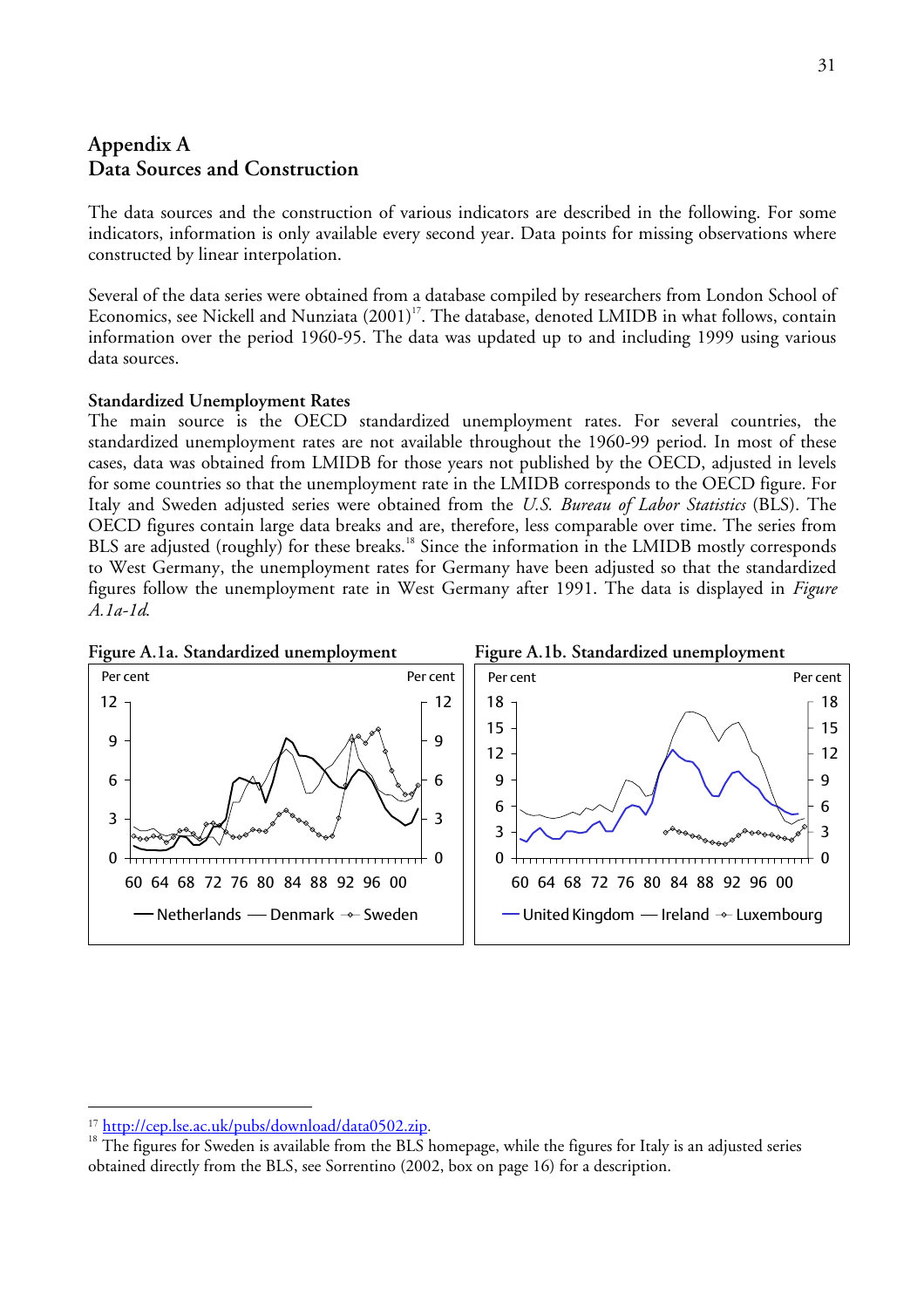# Appendix A
# Data Sources and Construction

The data sources and the construction of various indicators are described in the following. For some indicators, information is only available every second year. Data points for missing observations where constructed by linear interpolation.

Several of the data series were obtained from a database compiled by researchers from London School of Economics, see Nickell and Nunziata (2001)[17]. The database, denoted LMIDB in what follows, contain information over the period 1960-95. The data was updated up to and including 1999 using various data sources.

**Standardized Unemployment Rates**

The main source is the OECD standardized unemployment rates. For several countries, the standardized unemployment rates are not available throughout the 1960-99 period. In most of these cases, data was obtained from LMIDB for those years not published by the OECD, adjusted in levels for some countries so that the unemployment rate in the LMIDB corresponds to the OECD figure. For Italy and Sweden adjusted series were obtained from the *U.S. Bureau of Labor Statistics* (BLS). The OECD figures contain large data breaks and are, therefore, less comparable over time. The series from BLS are adjusted (roughly) for these breaks.[18] Since the information in the LMIDB mostly corresponds to West Germany, the unemployment rates for Germany have been adjusted so that the standardized figures follow the unemployment rate in West Germany after 1991. The data is displayed in *Figure A.1a-1d*.

**Figure A.1a. Standardized unemployment**

**Figure A.1b. Standardized unemployment**

---

[17] http://cep.lse.ac.uk/pubs/download/data0502.zip.

[18] The figures for Sweden is available from the BLS homepage, while the figures for Italy is an adjusted series obtained directly from the BLS, see Sorrentino (2002, box on page 16) for a description.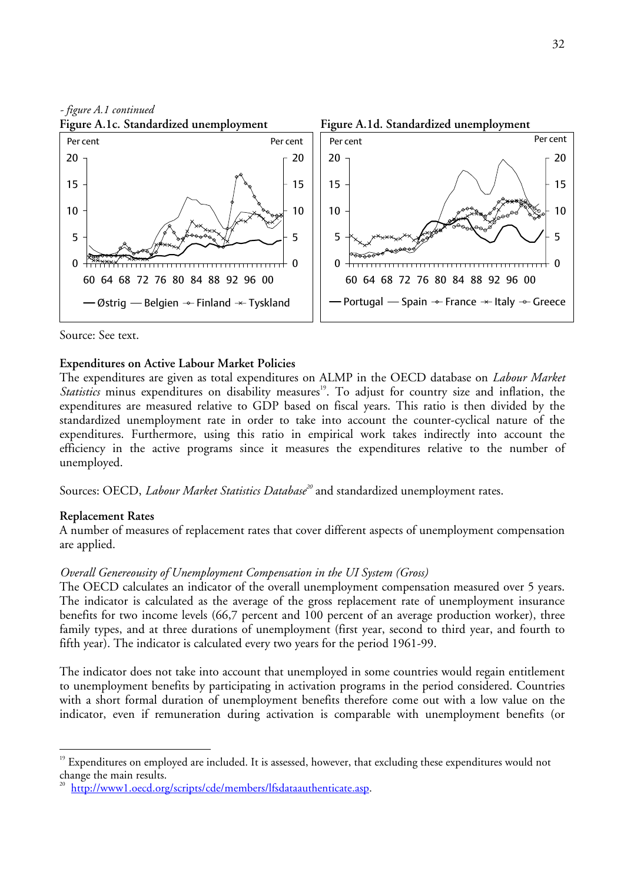*- figure A.1 continued*

**Figure A.1c. Standardized unemployment**

**Figure A.1d. Standardized unemployment**

Source: See text.

**Expenditures on Active Labour Market Policies**

The expenditures are given as total expenditures on ALMP in the OECD database on *Labour Market Statistics* minus expenditures on disability measures[19]. To adjust for country size and inflation, the expenditures are measured relative to GDP based on fiscal years. This ratio is then divided by the standardized unemployment rate in order to take into account the counter-cyclical nature of the expenditures. Furthermore, using this ratio in empirical work takes indirectly into account the efficiency in the active programs since it measures the expenditures relative to the number of unemployed.

Sources: OECD, *Labour Market Statistics Database*[20] and standardized unemployment rates.

**Replacement Rates**

A number of measures of replacement rates that cover different aspects of unemployment compensation are applied.

*Overall Genereousity of Unemployment Compensation in the UI System (Gross)*

The OECD calculates an indicator of the overall unemployment compensation measured over 5 years. The indicator is calculated as the average of the gross replacement rate of unemployment insurance benefits for two income levels (66,7 percent and 100 percent of an average production worker), three family types, and at three durations of unemployment (first year, second to third year, and fourth to fifth year). The indicator is calculated every two years for the period 1961-99.

The indicator does not take into account that unemployed in some countries would regain entitlement to unemployment benefits by participating in activation programs in the period considered. Countries with a short formal duration of unemployment benefits therefore come out with a low value on the indicator, even if remuneration during activation is comparable with unemployment benefits (or

[19] Expenditures on employed are included. It is assessed, however, that excluding these expenditures would not change the main results.

[20] http://www1.oecd.org/scripts/cde/members/lfsdataauthenticate.asp.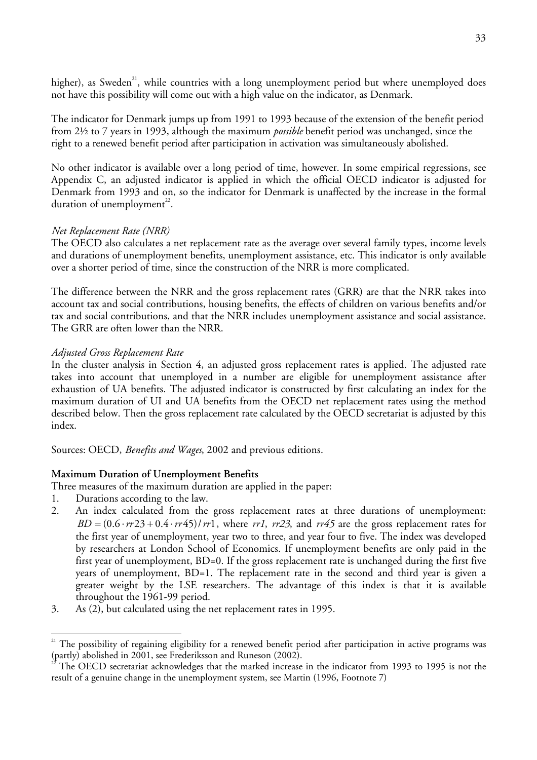higher), as Sweden[21], while countries with a long unemployment period but where unemployed does not have this possibility will come out with a high value on the indicator, as Denmark.

The indicator for Denmark jumps up from 1991 to 1993 because of the extension of the benefit period from 2½ to 7 years in 1993, although the maximum *possible* benefit period was unchanged, since the right to a renewed benefit period after participation in activation was simultaneously abolished.

No other indicator is available over a long period of time, however. In some empirical regressions, see Appendix C, an adjusted indicator is applied in which the official OECD indicator is adjusted for Denmark from 1993 and on, so the indicator for Denmark is unaffected by the increase in the formal duration of unemployment[22].

*Net Replacement Rate (NRR)*
The OECD also calculates a net replacement rate as the average over several family types, income levels and durations of unemployment benefits, unemployment assistance, etc. This indicator is only available over a shorter period of time, since the construction of the NRR is more complicated.

The difference between the NRR and the gross replacement rates (GRR) are that the NRR takes into account tax and social contributions, housing benefits, the effects of children on various benefits and/or tax and social contributions, and that the NRR includes unemployment assistance and social assistance. The GRR are often lower than the NRR.

*Adjusted Gross Replacement Rate*
In the cluster analysis in Section 4, an adjusted gross replacement rates is applied. The adjusted rate takes into account that unemployed in a number are eligible for unemployment assistance after exhaustion of UA benefits. The adjusted indicator is constructed by first calculating an index for the maximum duration of UI and UA benefits from the OECD net replacement rates using the method described below. Then the gross replacement rate calculated by the OECD secretariat is adjusted by this index.

Sources: OECD, *Benefits and Wages*, 2002 and previous editions.

**Maximum Duration of Unemployment Benefits**
Three measures of the maximum duration are applied in the paper:

1. Durations according to the law.
2. An index calculated from the gross replacement rates at three durations of unemployment: $BD = (0.6 \cdot rr23 + 0.4 \cdot rr45) / rr1$, where $rr1$, $rr23$, and $rr45$ are the gross replacement rates for the first year of unemployment, year two to three, and year four to five. The index was developed by researchers at London School of Economics. If unemployment benefits are only paid in the first year of unemployment, BD=0. If the gross replacement rate is unchanged during the first five years of unemployment, BD=1. The replacement rate in the second and third year is given a greater weight by the LSE researchers. The advantage of this index is that it is available throughout the 1961-99 period.
3. As (2), but calculated using the net replacement rates in 1995.

---

[21] The possibility of regaining eligibility for a renewed benefit period after participation in active programs was (partly) abolished in 2001, see Frederiksson and Runeson (2002).

[22] The OECD secretariat acknowledges that the marked increase in the indicator from 1993 to 1995 is not the result of a genuine change in the unemployment system, see Martin (1996, Footnote 7)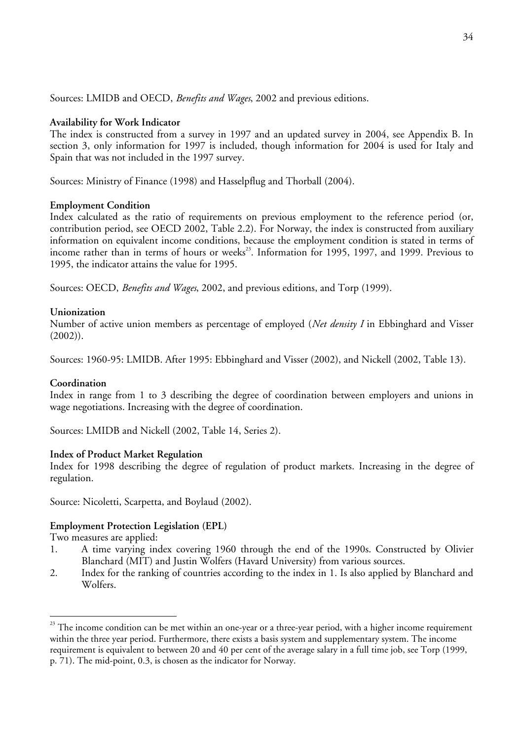Sources: LMIDB and OECD, *Benefits and Wages*, 2002 and previous editions.

**Availability for Work Indicator**

The index is constructed from a survey in 1997 and an updated survey in 2004, see Appendix B. In section 3, only information for 1997 is included, though information for 2004 is used for Italy and Spain that was not included in the 1997 survey.

Sources: Ministry of Finance (1998) and Hasselpflug and Thorball (2004).

**Employment Condition**

Index calculated as the ratio of requirements on previous employment to the reference period (or, contribution period, see OECD 2002, Table 2.2). For Norway, the index is constructed from auxiliary information on equivalent income conditions, because the employment condition is stated in terms of income rather than in terms of hours or weeks[23]. Information for 1995, 1997, and 1999. Previous to 1995, the indicator attains the value for 1995.

Sources: OECD, *Benefits and Wages*, 2002, and previous editions, and Torp (1999).

**Unionization**

Number of active union members as percentage of employed (*Net density I* in Ebbinghard and Visser (2002)).

Sources: 1960-95: LMIDB. After 1995: Ebbinghard and Visser (2002), and Nickell (2002, Table 13).

**Coordination**

Index in range from 1 to 3 describing the degree of coordination between employers and unions in wage negotiations. Increasing with the degree of coordination.

Sources: LMIDB and Nickell (2002, Table 14, Series 2).

**Index of Product Market Regulation**

Index for 1998 describing the degree of regulation of product markets. Increasing in the degree of regulation.

Source: Nicoletti, Scarpetta, and Boylaud (2002).

**Employment Protection Legislation (EPL)**

Two measures are applied:

1. A time varying index covering 1960 through the end of the 1990s. Constructed by Olivier Blanchard (MIT) and Justin Wolfers (Havard University) from various sources.
2. Index for the ranking of countries according to the index in 1. Is also applied by Blanchard and Wolfers.

---

[23] The income condition can be met within an one-year or a three-year period, with a higher income requirement within the three year period. Furthermore, there exists a basis system and supplementary system. The income requirement is equivalent to between 20 and 40 per cent of the average salary in a full time job, see Torp (1999, p. 71). The mid-point, 0.3, is chosen as the indicator for Norway.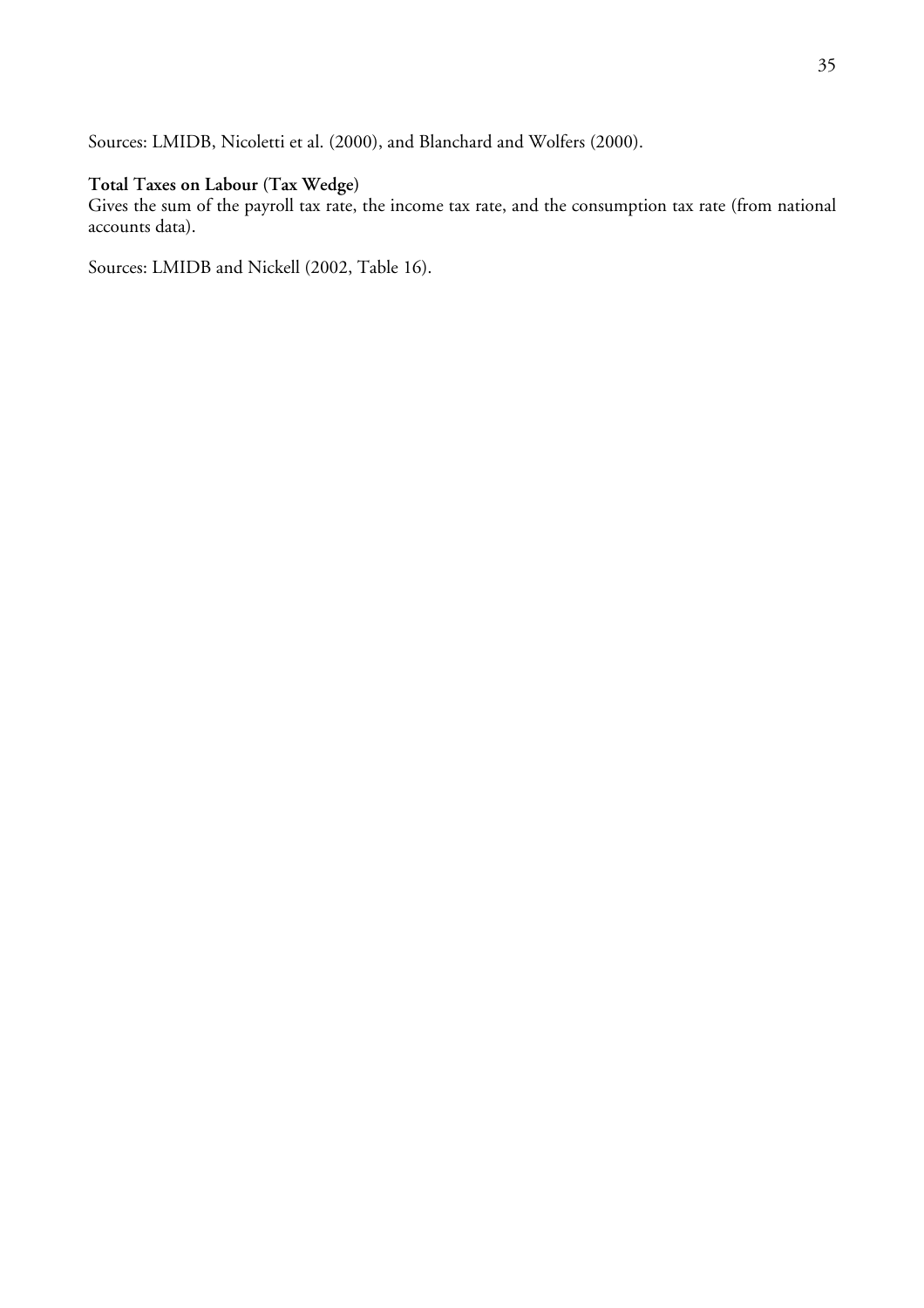Sources: LMIDB, Nicoletti et al. (2000), and Blanchard and Wolfers (2000).

**Total Taxes on Labour (Tax Wedge)**
Gives the sum of the payroll tax rate, the income tax rate, and the consumption tax rate (from national accounts data).

Sources: LMIDB and Nickell (2002, Table 16).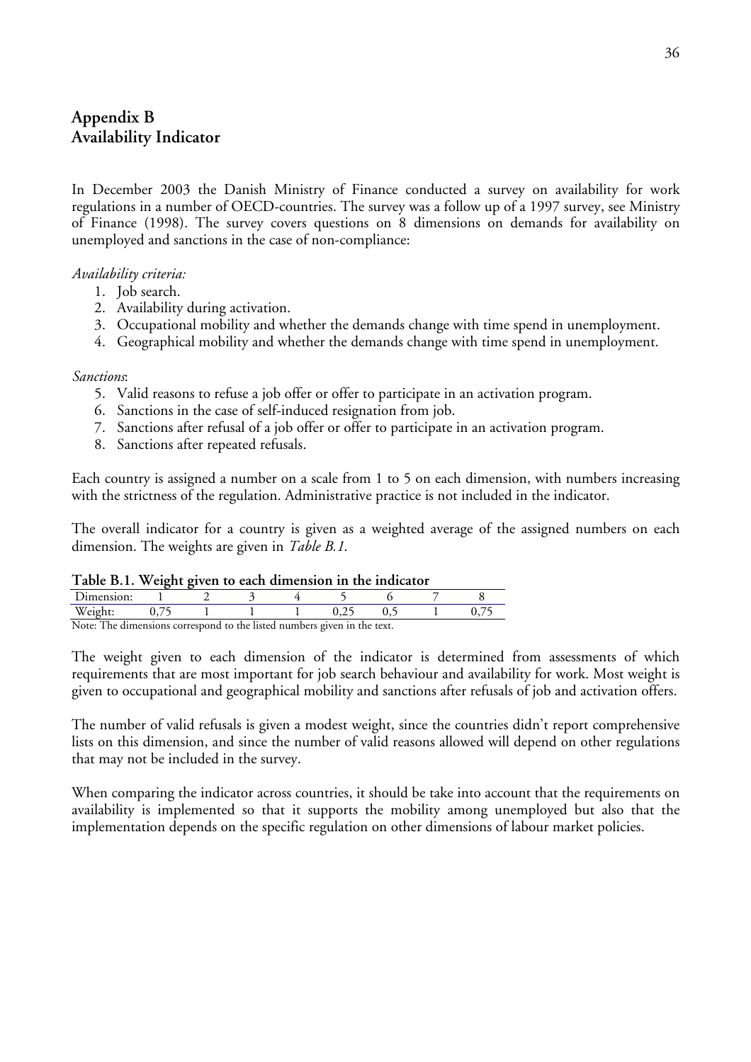## Appendix B
## Availability Indicator

In December 2003 the Danish Ministry of Finance conducted a survey on availability for work regulations in a number of OECD-countries. The survey was a follow up of a 1997 survey, see Ministry of Finance (1998). The survey covers questions on 8 dimensions on demands for availability on unemployed and sanctions in the case of non-compliance:

*Availability criteria:*

1. Job search.
2. Availability during activation.
3. Occupational mobility and whether the demands change with time spend in unemployment.
4. Geographical mobility and whether the demands change with time spend in unemployment.

*Sanctions*:

5. Valid reasons to refuse a job offer or offer to participate in an activation program.
6. Sanctions in the case of self-induced resignation from job.
7. Sanctions after refusal of a job offer or offer to participate in an activation program.
8. Sanctions after repeated refusals.

Each country is assigned a number on a scale from 1 to 5 on each dimension, with numbers increasing with the strictness of the regulation. Administrative practice is not included in the indicator.

The overall indicator for a country is given as a weighted average of the assigned numbers on each dimension. The weights are given in *Table B.1*.

**Table B.1. Weight given to each dimension in the indicator**

| Dimension: | 1 | 2 | 3 | 4 | 5 | 6 | 7 | 8 |
|---|---|---|---|---|---|---|---|---|
| Weight: | 0,75 | 1 | 1 | 1 | 0,25 | 0,5 | 1 | 0,75 |

Note: The dimensions correspond to the listed numbers given in the text.

The weight given to each dimension of the indicator is determined from assessments of which requirements that are most important for job search behaviour and availability for work. Most weight is given to occupational and geographical mobility and sanctions after refusals of job and activation offers.

The number of valid refusals is given a modest weight, since the countries didn't report comprehensive lists on this dimension, and since the number of valid reasons allowed will depend on other regulations that may not be included in the survey.

When comparing the indicator across countries, it should be take into account that the requirements on availability is implemented so that it supports the mobility among unemployed but also that the implementation depends on the specific regulation on other dimensions of labour market policies.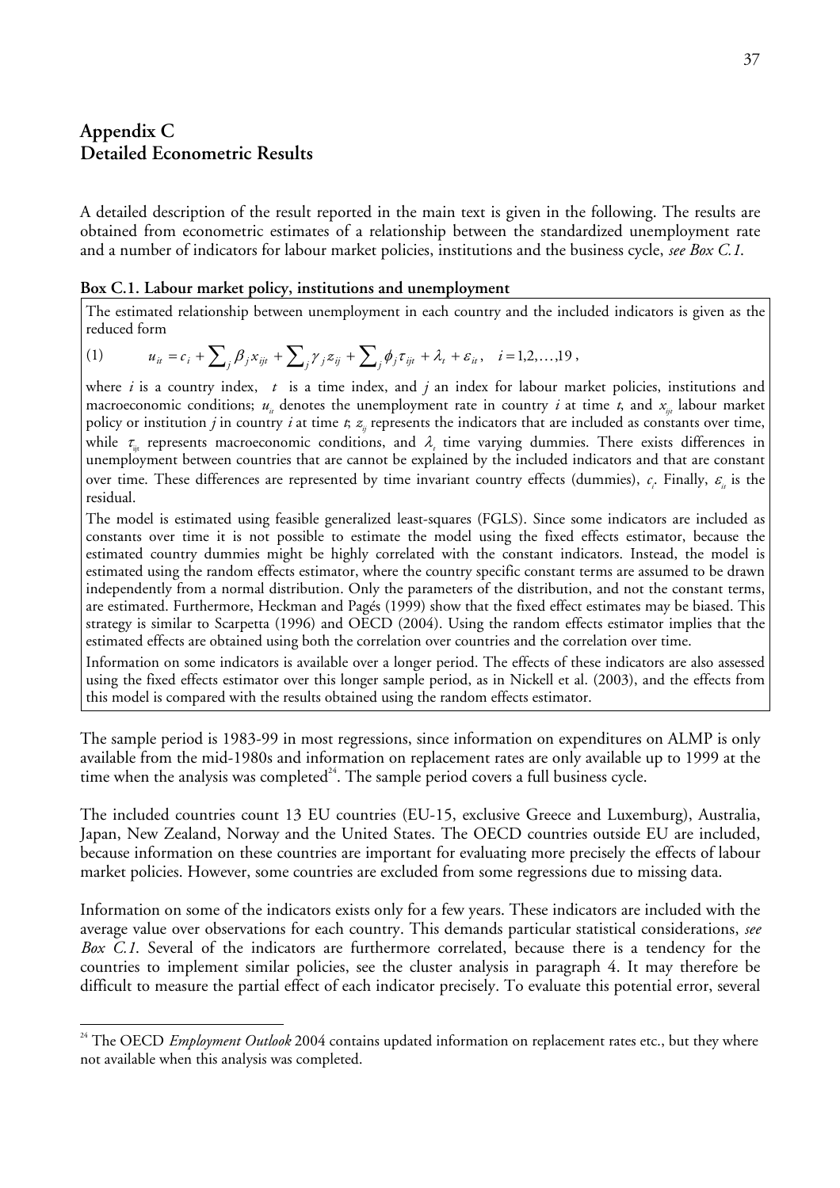## Appendix C
## Detailed Econometric Results

A detailed description of the result reported in the main text is given in the following. The results are obtained from econometric estimates of a relationship between the standardized unemployment rate and a number of indicators for labour market policies, institutions and the business cycle, *see Box C.1.*

**Box C.1. Labour market policy, institutions and unemployment**

The estimated relationship between unemployment in each country and the included indicators is given as the reduced form

$$(1) \qquad u_{it} = c_i + \sum_j \beta_j x_{ijt} + \sum_j \gamma_j z_{ij} + \sum_j \phi_j \tau_{ijt} + \lambda_t + \varepsilon_{it}, \quad i = 1,2,\ldots,19,$$

where $i$ is a country index, $t$ is a time index, and $j$ an index for labour market policies, institutions and macroeconomic conditions; $u_{it}$ denotes the unemployment rate in country $i$ at time $t$, and $x_{ijt}$ labour market policy or institution $j$ in country $i$ at time $t$; $z_{ij}$ represents the indicators that are included as constants over time, while $\tau_{ijt}$ represents macroeconomic conditions, and $\lambda_t$ time varying dummies. There exists differences in unemployment between countries that are cannot be explained by the included indicators and that are constant over time. These differences are represented by time invariant country effects (dummies), $c_i$. Finally, $\varepsilon_{it}$ is the residual.

The model is estimated using feasible generalized least-squares (FGLS). Since some indicators are included as constants over time it is not possible to estimate the model using the fixed effects estimator, because the estimated country dummies might be highly correlated with the constant indicators. Instead, the model is estimated using the random effects estimator, where the country specific constant terms are assumed to be drawn independently from a normal distribution. Only the parameters of the distribution, and not the constant terms, are estimated. Furthermore, Heckman and Pagés (1999) show that the fixed effect estimates may be biased. This strategy is similar to Scarpetta (1996) and OECD (2004). Using the random effects estimator implies that the estimated effects are obtained using both the correlation over countries and the correlation over time.

Information on some indicators is available over a longer period. The effects of these indicators are also assessed using the fixed effects estimator over this longer sample period, as in Nickell et al. (2003), and the effects from this model is compared with the results obtained using the random effects estimator.

The sample period is 1983-99 in most regressions, since information on expenditures on ALMP is only available from the mid-1980s and information on replacement rates are only available up to 1999 at the time when the analysis was completed[24]. The sample period covers a full business cycle.

The included countries count 13 EU countries (EU-15, exclusive Greece and Luxemburg), Australia, Japan, New Zealand, Norway and the United States. The OECD countries outside EU are included, because information on these countries are important for evaluating more precisely the effects of labour market policies. However, some countries are excluded from some regressions due to missing data.

Information on some of the indicators exists only for a few years. These indicators are included with the average value over observations for each country. This demands particular statistical considerations, *see Box C.1.* Several of the indicators are furthermore correlated, because there is a tendency for the countries to implement similar policies, see the cluster analysis in paragraph 4. It may therefore be difficult to measure the partial effect of each indicator precisely. To evaluate this potential error, several

[24] The OECD *Employment Outlook* 2004 contains updated information on replacement rates etc., but they where not available when this analysis was completed.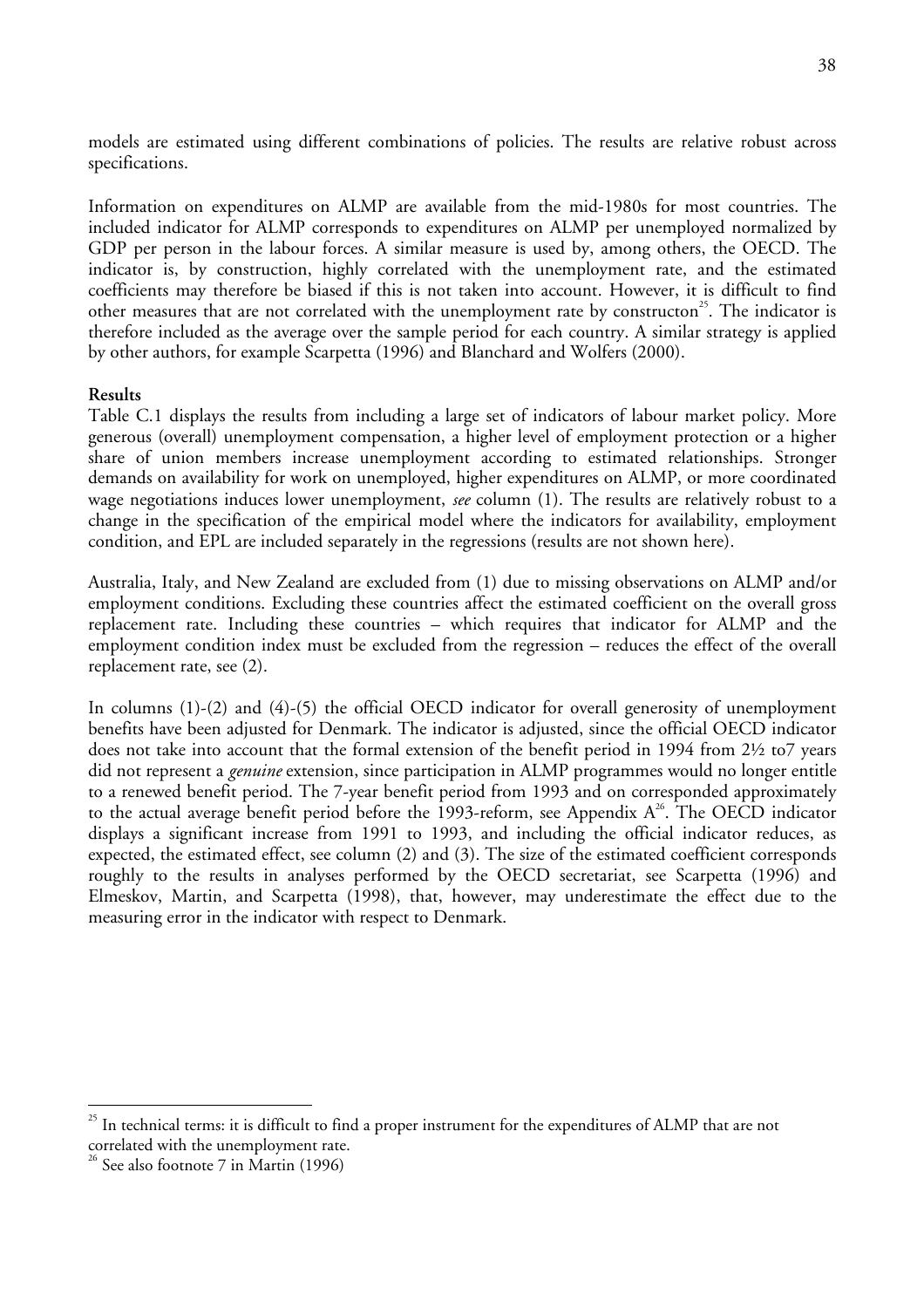models are estimated using different combinations of policies. The results are relative robust across specifications.

Information on expenditures on ALMP are available from the mid-1980s for most countries. The included indicator for ALMP corresponds to expenditures on ALMP per unemployed normalized by GDP per person in the labour forces. A similar measure is used by, among others, the OECD. The indicator is, by construction, highly correlated with the unemployment rate, and the estimated coefficients may therefore be biased if this is not taken into account. However, it is difficult to find other measures that are not correlated with the unemployment rate by constructon[25]. The indicator is therefore included as the average over the sample period for each country. A similar strategy is applied by other authors, for example Scarpetta (1996) and Blanchard and Wolfers (2000).

**Results**

Table C.1 displays the results from including a large set of indicators of labour market policy. More generous (overall) unemployment compensation, a higher level of employment protection or a higher share of union members increase unemployment according to estimated relationships. Stronger demands on availability for work on unemployed, higher expenditures on ALMP, or more coordinated wage negotiations induces lower unemployment, *see* column (1). The results are relatively robust to a change in the specification of the empirical model where the indicators for availability, employment condition, and EPL are included separately in the regressions (results are not shown here).

Australia, Italy, and New Zealand are excluded from (1) due to missing observations on ALMP and/or employment conditions. Excluding these countries affect the estimated coefficient on the overall gross replacement rate. Including these countries – which requires that indicator for ALMP and the employment condition index must be excluded from the regression – reduces the effect of the overall replacement rate, see (2).

In columns (1)-(2) and (4)-(5) the official OECD indicator for overall generosity of unemployment benefits have been adjusted for Denmark. The indicator is adjusted, since the official OECD indicator does not take into account that the formal extension of the benefit period in 1994 from 2½ to7 years did not represent a *genuine* extension, since participation in ALMP programmes would no longer entitle to a renewed benefit period. The 7-year benefit period from 1993 and on corresponded approximately to the actual average benefit period before the 1993-reform, see Appendix A[26]. The OECD indicator displays a significant increase from 1991 to 1993, and including the official indicator reduces, as expected, the estimated effect, see column (2) and (3). The size of the estimated coefficient corresponds roughly to the results in analyses performed by the OECD secretariat, see Scarpetta (1996) and Elmeskov, Martin, and Scarpetta (1998), that, however, may underestimate the effect due to the measuring error in the indicator with respect to Denmark.

---

[25] In technical terms: it is difficult to find a proper instrument for the expenditures of ALMP that are not correlated with the unemployment rate.

[26] See also footnote 7 in Martin (1996)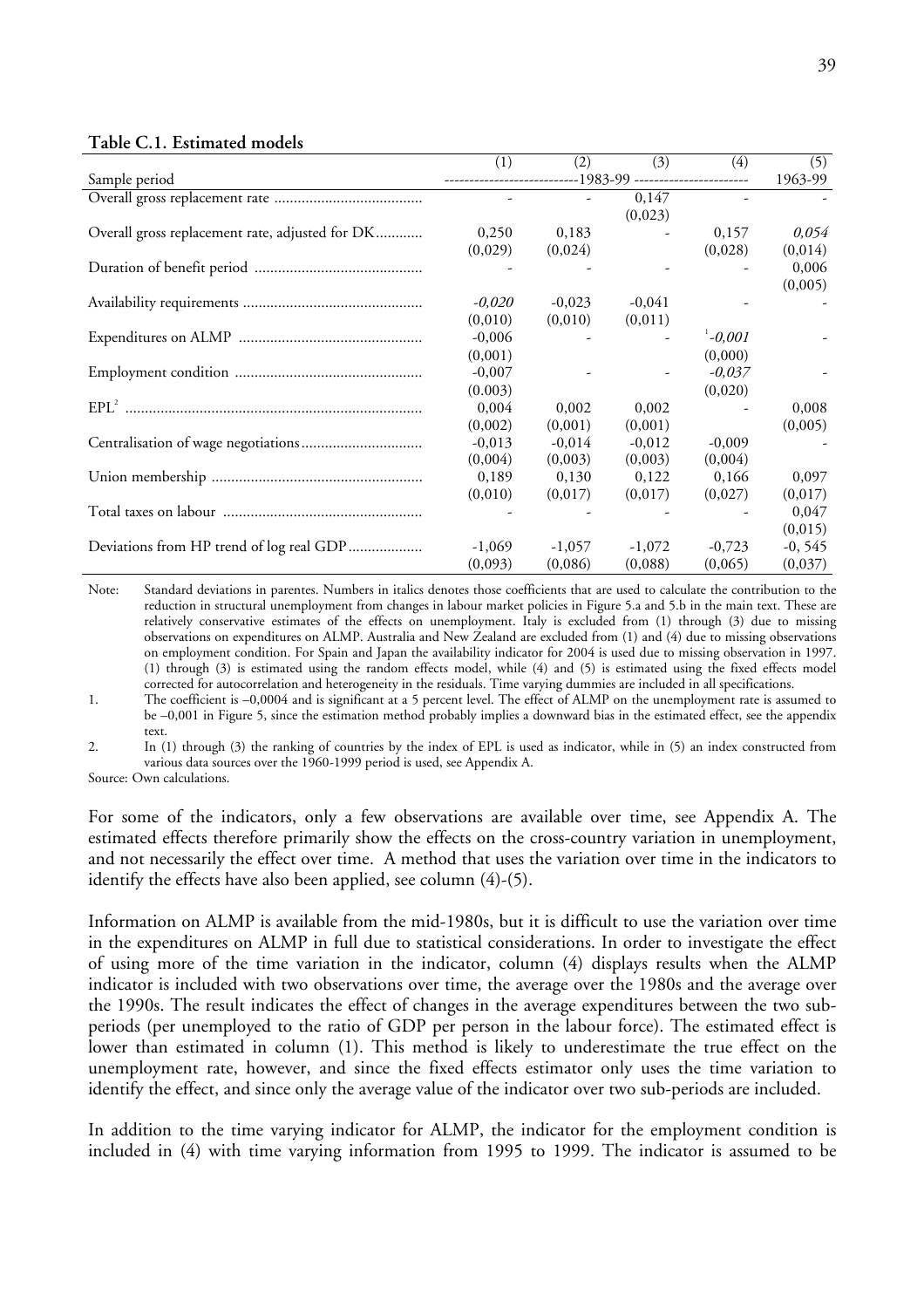**Table C.1. Estimated models**

| | (1) | (2) | (3) | (4) | (5) |
|---|---|---|---|---|---|
| Sample period | 1983-99 | | | | 1963-99 |
| Overall gross replacement rate | - | - | 0,147 | - | - |
| | | | (0,023) | | |
| Overall gross replacement rate, adjusted for DK | 0,250 | 0,183 | - | 0,157 | *0,054* |
| | (0,029) | (0,024) | | (0,028) | (0,014) |
| Duration of benefit period | - | - | - | - | 0,006 |
| | | | | | (0,005) |
| Availability requirements | *-0,020* | -0,023 | -0,041 | - | - |
| | (0,010) | (0,010) | (0,011) | | |
| Expenditures on ALMP | -0,006 | - | - | [1] *-0,001* | - |
| | (0,001) | | | (0,000) | |
| Employment condition | -0,007 | - | - | *-0,037* | - |
| | (0.003) | | | (0,020) | |
| EPL[2] | 0,004 | 0,002 | 0,002 | - | 0,008 |
| | (0,002) | (0,001) | (0,001) | | (0,005) |
| Centralisation of wage negotiations | -0,013 | -0,014 | -0,012 | -0,009 | - |
| | (0,004) | (0,003) | (0,003) | (0,004) | |
| Union membership | 0,189 | 0,130 | 0,122 | 0,166 | 0,097 |
| | (0,010) | (0,017) | (0,017) | (0,027) | (0,017) |
| Total taxes on labour | - | - | - | - | 0,047 |
| | | | | | (0,015) |
| Deviations from HP trend of log real GDP | -1,069 | -1,057 | -1,072 | -0,723 | -0, 545 |
| | (0,093) | (0,086) | (0,088) | (0,065) | (0,037) |

Note: Standard deviations in parentes. Numbers in italics denotes those coefficients that are used to calculate the contribution to the reduction in structural unemployment from changes in labour market policies in Figure 5.a and 5.b in the main text. These are relatively conservative estimates of the effects on unemployment. Italy is excluded from (1) through (3) due to missing observations on expenditures on ALMP. Australia and New Zealand are excluded from (1) and (4) due to missing observations on employment condition. For Spain and Japan the availability indicator for 2004 is used due to missing observation in 1997. (1) through (3) is estimated using the random effects model, while (4) and (5) is estimated using the fixed effects model corrected for autocorrelation and heterogeneity in the residuals. Time varying dummies are included in all specifications.

1. The coefficient is –0,0004 and is significant at a 5 percent level. The effect of ALMP on the unemployment rate is assumed to be –0,001 in Figure 5, since the estimation method probably implies a downward bias in the estimated effect, see the appendix text.
2. In (1) through (3) the ranking of countries by the index of EPL is used as indicator, while in (5) an index constructed from various data sources over the 1960-1999 period is used, see Appendix A.

Source: Own calculations.

For some of the indicators, only a few observations are available over time, see Appendix A. The estimated effects therefore primarily show the effects on the cross-country variation in unemployment, and not necessarily the effect over time. A method that uses the variation over time in the indicators to identify the effects have also been applied, see column (4)-(5).

Information on ALMP is available from the mid-1980s, but it is difficult to use the variation over time in the expenditures on ALMP in full due to statistical considerations. In order to investigate the effect of using more of the time variation in the indicator, column (4) displays results when the ALMP indicator is included with two observations over time, the average over the 1980s and the average over the 1990s. The result indicates the effect of changes in the average expenditures between the two sub-periods (per unemployed to the ratio of GDP per person in the labour force). The estimated effect is lower than estimated in column (1). This method is likely to underestimate the true effect on the unemployment rate, however, and since the fixed effects estimator only uses the time variation to identify the effect, and since only the average value of the indicator over two sub-periods are included.

In addition to the time varying indicator for ALMP, the indicator for the employment condition is included in (4) with time varying information from 1995 to 1999. The indicator is assumed to be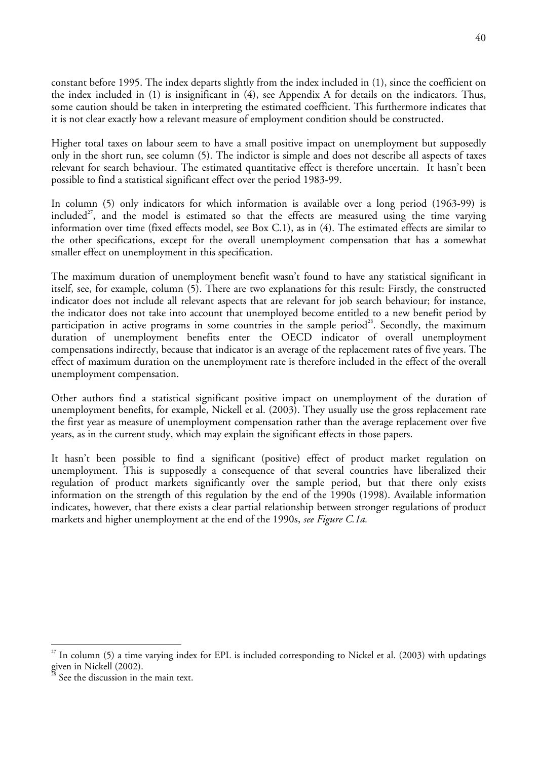constant before 1995. The index departs slightly from the index included in (1), since the coefficient on the index included in (1) is insignificant in (4), see Appendix A for details on the indicators. Thus, some caution should be taken in interpreting the estimated coefficient. This furthermore indicates that it is not clear exactly how a relevant measure of employment condition should be constructed.

Higher total taxes on labour seem to have a small positive impact on unemployment but supposedly only in the short run, see column (5). The indictor is simple and does not describe all aspects of taxes relevant for search behaviour. The estimated quantitative effect is therefore uncertain. It hasn't been possible to find a statistical significant effect over the period 1983-99.

In column (5) only indicators for which information is available over a long period (1963-99) is included[27], and the model is estimated so that the effects are measured using the time varying information over time (fixed effects model, see Box C.1), as in (4). The estimated effects are similar to the other specifications, except for the overall unemployment compensation that has a somewhat smaller effect on unemployment in this specification.

The maximum duration of unemployment benefit wasn't found to have any statistical significant in itself, see, for example, column (5). There are two explanations for this result: Firstly, the constructed indicator does not include all relevant aspects that are relevant for job search behaviour; for instance, the indicator does not take into account that unemployed become entitled to a new benefit period by participation in active programs in some countries in the sample period[28]. Secondly, the maximum duration of unemployment benefits enter the OECD indicator of overall unemployment compensations indirectly, because that indicator is an average of the replacement rates of five years. The effect of maximum duration on the unemployment rate is therefore included in the effect of the overall unemployment compensation.

Other authors find a statistical significant positive impact on unemployment of the duration of unemployment benefits, for example, Nickell et al. (2003). They usually use the gross replacement rate the first year as measure of unemployment compensation rather than the average replacement over five years, as in the current study, which may explain the significant effects in those papers.

It hasn't been possible to find a significant (positive) effect of product market regulation on unemployment. This is supposedly a consequence of that several countries have liberalized their regulation of product markets significantly over the sample period, but that there only exists information on the strength of this regulation by the end of the 1990s (1998). Available information indicates, however, that there exists a clear partial relationship between stronger regulations of product markets and higher unemployment at the end of the 1990s, *see Figure C.1a.*

[27] In column (5) a time varying index for EPL is included corresponding to Nickel et al. (2003) with updatings given in Nickell (2002).

[28] See the discussion in the main text.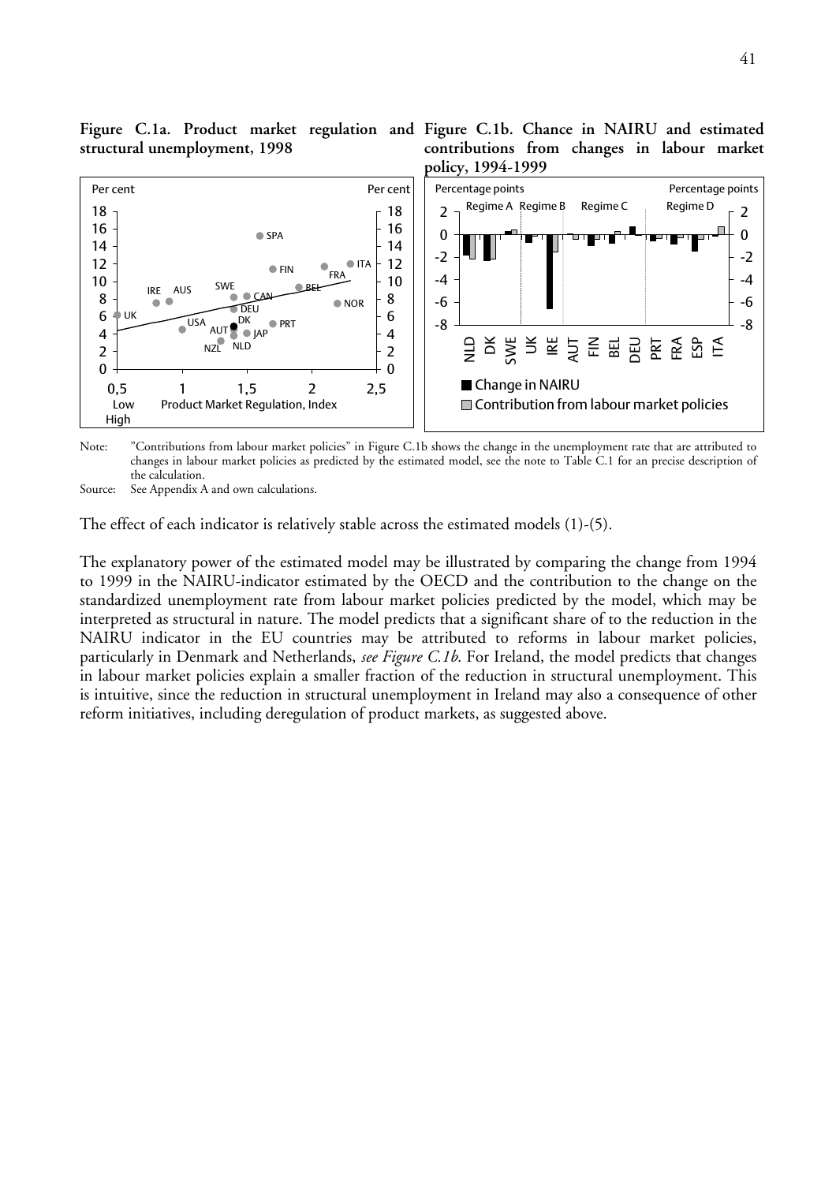**Figure C.1a. Product market regulation and structural unemployment, 1998**

**Figure C.1b. Chance in NAIRU and estimated contributions from changes in labour market policy, 1994-1999**

Note: "Contributions from labour market policies" in Figure C.1b shows the change in the unemployment rate that are attributed to changes in labour market policies as predicted by the estimated model, see the note to Table C.1 for an precise description of the calculation.

Source: See Appendix A and own calculations.

The effect of each indicator is relatively stable across the estimated models (1)-(5).

The explanatory power of the estimated model may be illustrated by comparing the change from 1994 to 1999 in the NAIRU-indicator estimated by the OECD and the contribution to the change on the standardized unemployment rate from labour market policies predicted by the model, which may be interpreted as structural in nature. The model predicts that a significant share of to the reduction in the NAIRU indicator in the EU countries may be attributed to reforms in labour market policies, particularly in Denmark and Netherlands, *see Figure C.1b*. For Ireland, the model predicts that changes in labour market policies explain a smaller fraction of the reduction in structural unemployment. This is intuitive, since the reduction in structural unemployment in Ireland may also a consequence of other reform initiatives, including deregulation of product markets, as suggested above.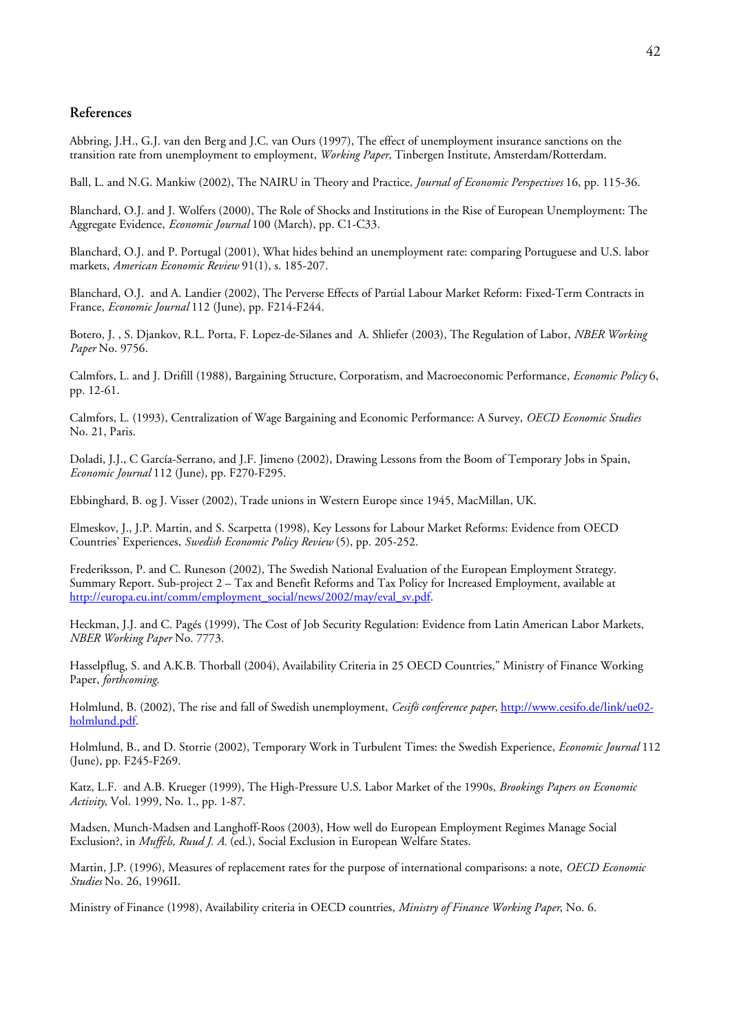## References

Abbring, J.H., G.J. van den Berg and J.C. van Ours (1997), The effect of unemployment insurance sanctions on the transition rate from unemployment to employment, *Working Paper*, Tinbergen Institute, Amsterdam/Rotterdam.

Ball, L. and N.G. Mankiw (2002), The NAIRU in Theory and Practice*, Journal of Economic Perspectives* 16, pp. 115-36.

Blanchard, O.J. and J. Wolfers (2000), The Role of Shocks and Institutions in the Rise of European Unemployment: The Aggregate Evidence, *Economic Journal* 100 (March), pp. C1-C33.

Blanchard, O.J. and P. Portugal (2001), What hides behind an unemployment rate: comparing Portuguese and U.S. labor markets, *American Economic Review* 91(1), s. 185-207.

Blanchard, O.J. and A. Landier (2002), The Perverse Effects of Partial Labour Market Reform: Fixed-Term Contracts in France, *Economic Journal* 112 (June), pp. F214-F244.

Botero, J. , S. Djankov, R.L. Porta, F. Lopez-de-Silanes and A. Shliefer (2003), The Regulation of Labor, *NBER Working Paper* No. 9756.

Calmfors, L. and J. Drifill (1988), Bargaining Structure, Corporatism, and Macroeconomic Performance, *Economic Policy* 6, pp. 12-61.

Calmfors, L. (1993), Centralization of Wage Bargaining and Economic Performance: A Survey, *OECD Economic Studies* No. 21, Paris.

Doladi, J.J., C García-Serrano, and J.F. Jimeno (2002), Drawing Lessons from the Boom of Temporary Jobs in Spain, *Economic Journal* 112 (June), pp. F270-F295.

Ebbinghard, B. og J. Visser (2002), Trade unions in Western Europe since 1945, MacMillan, UK.

Elmeskov, J., J.P. Martin, and S. Scarpetta (1998), Key Lessons for Labour Market Reforms: Evidence from OECD Countries' Experiences, *Swedish Economic Policy Review* (5), pp. 205-252.

Frederiksson, P. and C. Runeson (2002), The Swedish National Evaluation of the European Employment Strategy. Summary Report. Sub-project 2 – Tax and Benefit Reforms and Tax Policy for Increased Employment, available at http://europa.eu.int/comm/employment_social/news/2002/may/eval_sv.pdf.

Heckman, J.J. and C. Pagés (1999), The Cost of Job Security Regulation: Evidence from Latin American Labor Markets, *NBER Working Paper* No. 7773.

Hasselpflug, S. and A.K.B. Thorball (2004), Availability Criteria in 25 OECD Countries," Ministry of Finance Working Paper, *forthcoming*.

Holmlund, B. (2002), The rise and fall of Swedish unemployment, *Cesifo conference paper*, http://www.cesifo.de/link/ue02-holmlund.pdf.

Holmlund, B., and D. Storrie (2002), Temporary Work in Turbulent Times: the Swedish Experience, *Economic Journal* 112 (June), pp. F245-F269.

Katz, L.F. and A.B. Krueger (1999), The High-Pressure U.S. Labor Market of the 1990s, *Brookings Papers on Economic Activity*, Vol. 1999, No. 1., pp. 1-87.

Madsen, Munch-Madsen and Langhoff-Roos (2003), How well do European Employment Regimes Manage Social Exclusion?, in *Muffels, Ruud J. A.* (ed.), Social Exclusion in European Welfare States.

Martin, J.P. (1996), Measures of replacement rates for the purpose of international comparisons: a note, *OECD Economic Studies* No. 26, 1996II.

Ministry of Finance (1998), Availability criteria in OECD countries, *Ministry of Finance Working Paper*, No. 6.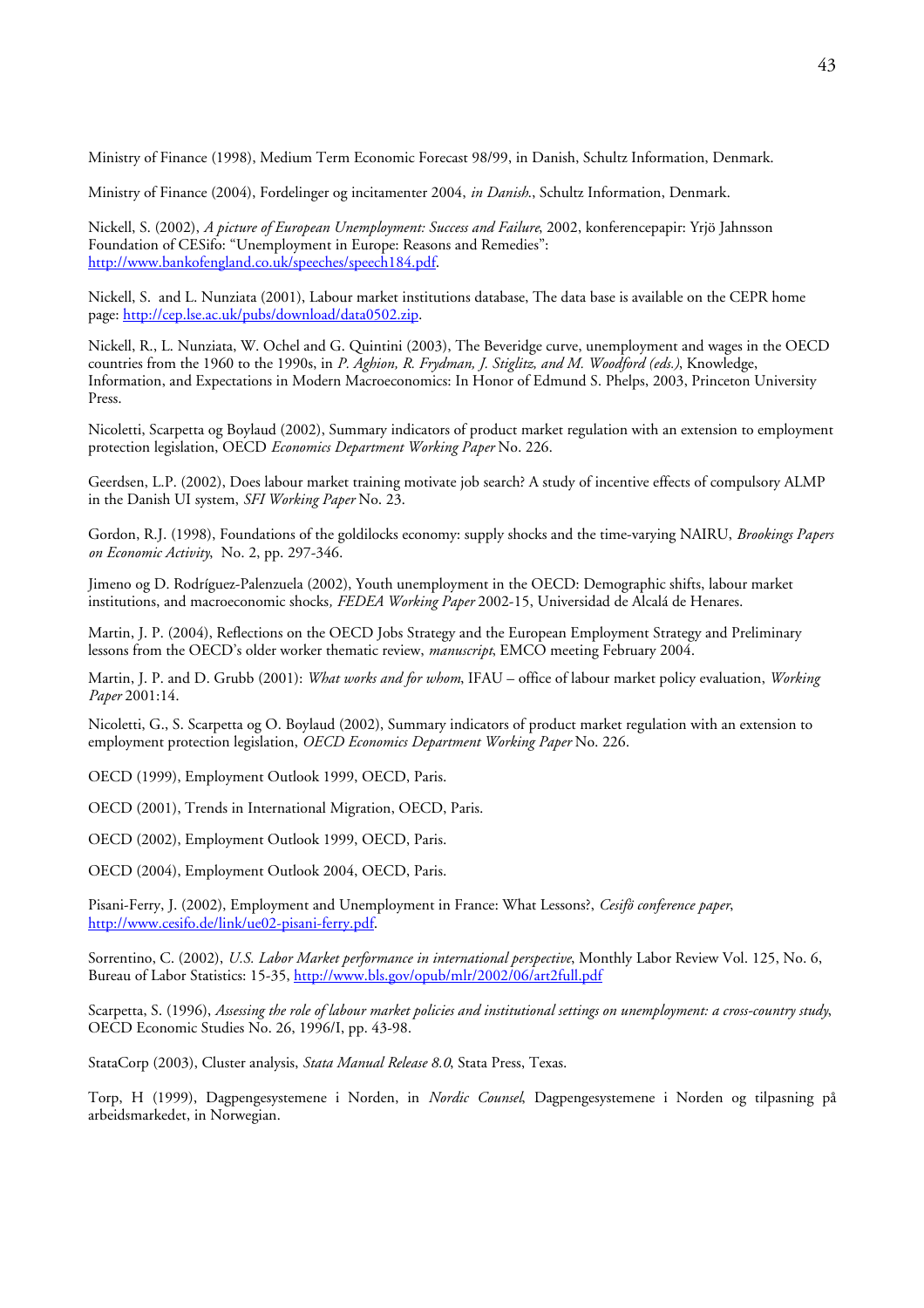Ministry of Finance (1998), Medium Term Economic Forecast 98/99, in Danish, Schultz Information, Denmark.

Ministry of Finance (2004), Fordelinger og incitamenter 2004, *in Danish.*, Schultz Information, Denmark.

Nickell, S. (2002), *A picture of European Unemployment: Success and Failure*, 2002, konferencepapir: Yrjö Jahnsson Foundation of CESifo: "Unemployment in Europe: Reasons and Remedies": http://www.bankofengland.co.uk/speeches/speech184.pdf.

Nickell, S. and L. Nunziata (2001), Labour market institutions database, The data base is available on the CEPR home page: http://cep.lse.ac.uk/pubs/download/data0502.zip.

Nickell, R., L. Nunziata, W. Ochel and G. Quintini (2003), The Beveridge curve, unemployment and wages in the OECD countries from the 1960 to the 1990s, in *P. Aghion, R. Frydman, J. Stiglitz, and M. Woodford (eds.)*, Knowledge, Information, and Expectations in Modern Macroeconomics: In Honor of Edmund S. Phelps, 2003, Princeton University Press.

Nicoletti, Scarpetta og Boylaud (2002), Summary indicators of product market regulation with an extension to employment protection legislation, OECD *Economics Department Working Paper* No. 226.

Geerdsen, L.P. (2002), Does labour market training motivate job search? A study of incentive effects of compulsory ALMP in the Danish UI system, *SFI Working Paper* No. 23.

Gordon, R.J. (1998), Foundations of the goldilocks economy: supply shocks and the time-varying NAIRU, *Brookings Papers on Economic Activity*, No. 2, pp. 297-346.

Jimeno og D. Rodríguez-Palenzuela (2002), Youth unemployment in the OECD: Demographic shifts, labour market institutions, and macroeconomic shocks*, FEDEA Working Paper* 2002-15, Universidad de Alcalá de Henares.

Martin, J. P. (2004), Reflections on the OECD Jobs Strategy and the European Employment Strategy and Preliminary lessons from the OECD's older worker thematic review, *manuscript*, EMCO meeting February 2004.

Martin, J. P. and D. Grubb (2001): *What works and for whom*, IFAU – office of labour market policy evaluation, *Working Paper* 2001:14.

Nicoletti, G., S. Scarpetta og O. Boylaud (2002), Summary indicators of product market regulation with an extension to employment protection legislation, *OECD Economics Department Working Paper* No. 226.

OECD (1999), Employment Outlook 1999, OECD, Paris.

OECD (2001), Trends in International Migration, OECD, Paris.

OECD (2002), Employment Outlook 1999, OECD, Paris.

OECD (2004), Employment Outlook 2004, OECD, Paris.

Pisani-Ferry, J. (2002), Employment and Unemployment in France: What Lessons?, *Cesifö conference paper*, http://www.cesifo.de/link/ue02-pisani-ferry.pdf.

Sorrentino, C. (2002), *U.S. Labor Market performance in international perspective*, Monthly Labor Review Vol. 125, No. 6, Bureau of Labor Statistics: 15-35, http://www.bls.gov/opub/mlr/2002/06/art2full.pdf

Scarpetta, S. (1996), *Assessing the role of labour market policies and institutional settings on unemployment: a cross-country study*, OECD Economic Studies No. 26, 1996/I, pp. 43-98.

StataCorp (2003), Cluster analysis, *Stata Manual Release 8.0*, Stata Press, Texas.

Torp, H (1999), Dagpengesystemene i Norden, in *Nordic Counsel*, Dagpengesystemene i Norden og tilpasning på arbeidsmarkedet, in Norwegian.